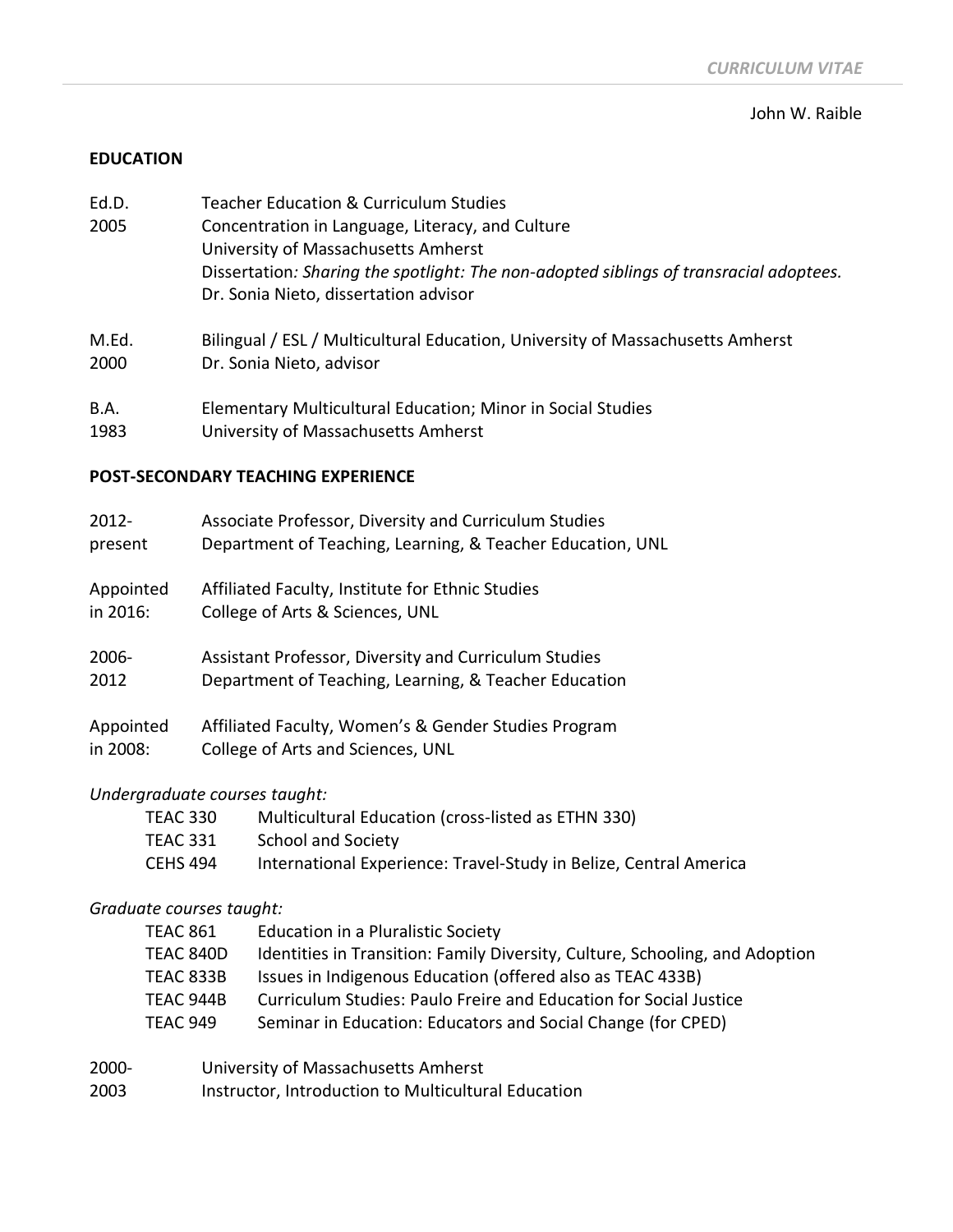John W. Raible

## EDUCATION

**Ed.D. 2005**
Teacher Education & Curriculum Studies
Concentration in Language, Literacy, and Culture
University of Massachusetts Amherst
Dissertation*: Sharing the spotlight: The non-adopted siblings of transracial adoptees.*
Dr. Sonia Nieto, dissertation advisor

**M.Ed. 2000**
Bilingual / ESL / Multicultural Education, University of Massachusetts Amherst
Dr. Sonia Nieto, advisor

**B.A. 1983**
Elementary Multicultural Education; Minor in Social Studies
University of Massachusetts Amherst

## POST-SECONDARY TEACHING EXPERIENCE

**2012-present**
Associate Professor, Diversity and Curriculum Studies
Department of Teaching, Learning, & Teacher Education, UNL

**Appointed in 2016:**
Affiliated Faculty, Institute for Ethnic Studies
College of Arts & Sciences, UNL

**2006-2012**
Assistant Professor, Diversity and Curriculum Studies
Department of Teaching, Learning, & Teacher Education

**Appointed in 2008:**
Affiliated Faculty, Women's & Gender Studies Program
College of Arts and Sciences, UNL

*Undergraduate courses taught:*

| | |
|---|---|
| TEAC 330 | Multicultural Education (cross-listed as ETHN 330) |
| TEAC 331 | School and Society |
| CEHS 494 | International Experience: Travel-Study in Belize, Central America |

*Graduate courses taught:*

| | |
|---|---|
| TEAC 861 | Education in a Pluralistic Society |
| TEAC 840D | Identities in Transition: Family Diversity, Culture, Schooling, and Adoption |
| TEAC 833B | Issues in Indigenous Education (offered also as TEAC 433B) |
| TEAC 944B | Curriculum Studies: Paulo Freire and Education for Social Justice |
| TEAC 949 | Seminar in Education: Educators and Social Change (for CPED) |

**2000-2003**
University of Massachusetts Amherst
Instructor, Introduction to Multicultural Education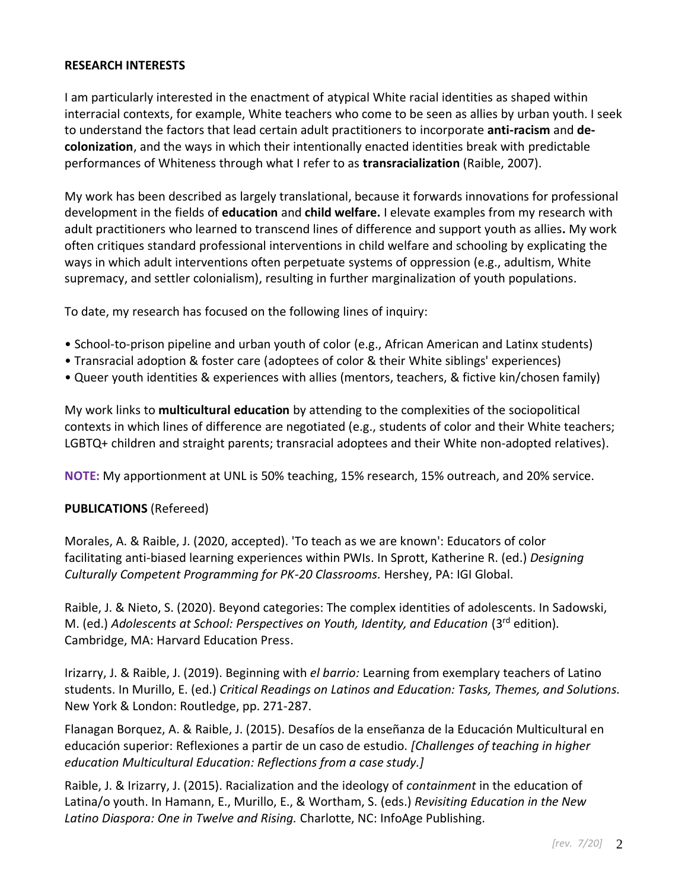## RESEARCH INTERESTS

I am particularly interested in the enactment of atypical White racial identities as shaped within interracial contexts, for example, White teachers who come to be seen as allies by urban youth. I seek to understand the factors that lead certain adult practitioners to incorporate **anti-racism** and **de-colonization**, and the ways in which their intentionally enacted identities break with predictable performances of Whiteness through what I refer to as **transracialization** (Raible, 2007).

My work has been described as largely translational, because it forwards innovations for professional development in the fields of **education** and **child welfare.** I elevate examples from my research with adult practitioners who learned to transcend lines of difference and support youth as allies**.** My work often critiques standard professional interventions in child welfare and schooling by explicating the ways in which adult interventions often perpetuate systems of oppression (e.g., adultism, White supremacy, and settler colonialism), resulting in further marginalization of youth populations.

To date, my research has focused on the following lines of inquiry:

- School-to-prison pipeline and urban youth of color (e.g., African American and Latinx students)
- Transracial adoption & foster care (adoptees of color & their White siblings' experiences)
- Queer youth identities & experiences with allies (mentors, teachers, & fictive kin/chosen family)

My work links to **multicultural education** by attending to the complexities of the sociopolitical contexts in which lines of difference are negotiated (e.g., students of color and their White teachers; LGBTQ+ children and straight parents; transracial adoptees and their White non-adopted relatives).

**NOTE:** My apportionment at UNL is 50% teaching, 15% research, 15% outreach, and 20% service.

## PUBLICATIONS (Refereed)

Morales, A. & Raible, J. (2020, accepted). 'To teach as we are known': Educators of color facilitating anti-biased learning experiences within PWIs. In Sprott, Katherine R. (ed.) *Designing Culturally Competent Programming for PK-20 Classrooms.* Hershey, PA: IGI Global.

Raible, J. & Nieto, S. (2020). Beyond categories: The complex identities of adolescents. In Sadowski, M. (ed.) *Adolescents at School: Perspectives on Youth, Identity, and Education* (3rd edition)*.* Cambridge, MA: Harvard Education Press.

Irizarry, J. & Raible, J. (2019). Beginning with *el barrio:* Learning from exemplary teachers of Latino students. In Murillo, E. (ed.) *Critical Readings on Latinos and Education: Tasks, Themes, and Solutions.* New York & London: Routledge, pp. 271-287.

Flanagan Borquez, A. & Raible, J. (2015). Desafíos de la enseñanza de la Educación Multicultural en educación superior: Reflexiones a partir de un caso de estudio. *[Challenges of teaching in higher education Multicultural Education: Reflections from a case study.]*

Raible, J. & Irizarry, J. (2015). Racialization and the ideology of *containment* in the education of Latina/o youth. In Hamann, E., Murillo, E., & Wortham, S. (eds.) *Revisiting Education in the New Latino Diaspora: One in Twelve and Rising.* Charlotte, NC: InfoAge Publishing.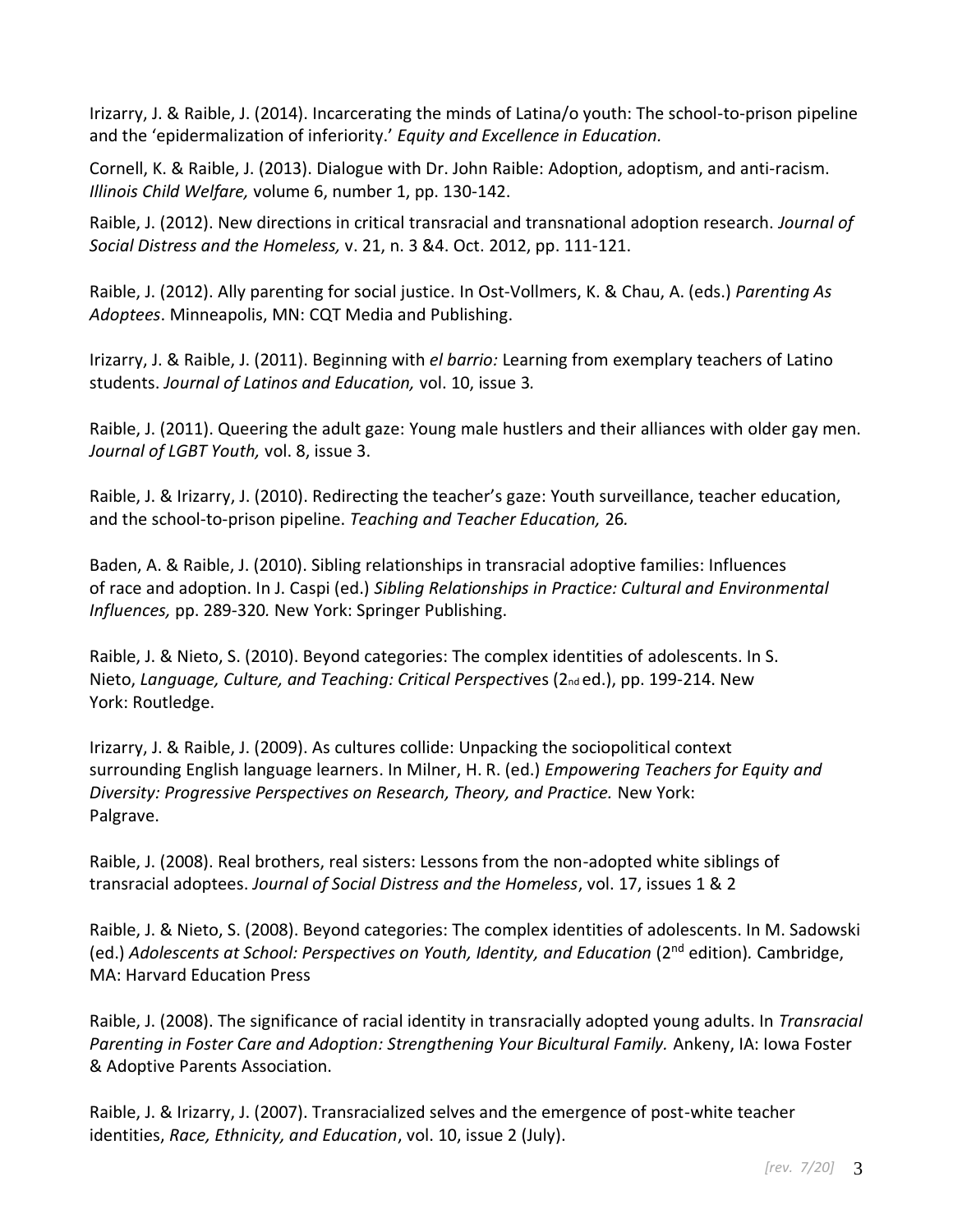Irizarry, J. & Raible, J. (2014). Incarcerating the minds of Latina/o youth: The school-to-prison pipeline and the 'epidermalization of inferiority.' *Equity and Excellence in Education.*

Cornell, K. & Raible, J. (2013). Dialogue with Dr. John Raible: Adoption, adoptism, and anti-racism. *Illinois Child Welfare,* volume 6, number 1, pp. 130-142.

Raible, J. (2012). New directions in critical transracial and transnational adoption research. *Journal of Social Distress and the Homeless,* v. 21, n. 3 &4. Oct. 2012, pp. 111-121.

Raible, J. (2012). Ally parenting for social justice. In Ost-Vollmers, K. & Chau, A. (eds.) *Parenting As Adoptees*. Minneapolis, MN: CQT Media and Publishing.

Irizarry, J. & Raible, J. (2011). Beginning with *el barrio:* Learning from exemplary teachers of Latino students. *Journal of Latinos and Education,* vol. 10, issue 3*.*

Raible, J. (2011). Queering the adult gaze: Young male hustlers and their alliances with older gay men. *Journal of LGBT Youth,* vol. 8, issue 3.

Raible, J. & Irizarry, J. (2010). Redirecting the teacher's gaze: Youth surveillance, teacher education, and the school-to-prison pipeline. *Teaching and Teacher Education,* 26*.*

Baden, A. & Raible, J. (2010). Sibling relationships in transracial adoptive families: Influences of race and adoption. In J. Caspi (ed.) *Sibling Relationships in Practice: Cultural and Environmental Influences,* pp. 289-320*.* New York: Springer Publishing.

Raible, J. & Nieto, S. (2010). Beyond categories: The complex identities of adolescents. In S. Nieto, *Language, Culture, and Teaching: Critical Perspectiv*es (2nd ed.), pp. 199-214. New York: Routledge.

Irizarry, J. & Raible, J. (2009). As cultures collide: Unpacking the sociopolitical context surrounding English language learners. In Milner, H. R. (ed.) *Empowering Teachers for Equity and Diversity: Progressive Perspectives on Research, Theory, and Practice.* New York: Palgrave.

Raible, J. (2008). Real brothers, real sisters: Lessons from the non-adopted white siblings of transracial adoptees. *Journal of Social Distress and the Homeless*, vol. 17, issues 1 & 2

Raible, J. & Nieto, S. (2008). Beyond categories: The complex identities of adolescents. In M. Sadowski (ed.) *Adolescents at School: Perspectives on Youth, Identity, and Education* (2nd edition)*.* Cambridge, MA: Harvard Education Press

Raible, J. (2008). The significance of racial identity in transracially adopted young adults. In *Transracial Parenting in Foster Care and Adoption: Strengthening Your Bicultural Family.* Ankeny, IA: Iowa Foster & Adoptive Parents Association.

Raible, J. & Irizarry, J. (2007). Transracialized selves and the emergence of post-white teacher identities, *Race, Ethnicity, and Education*, vol. 10, issue 2 (July).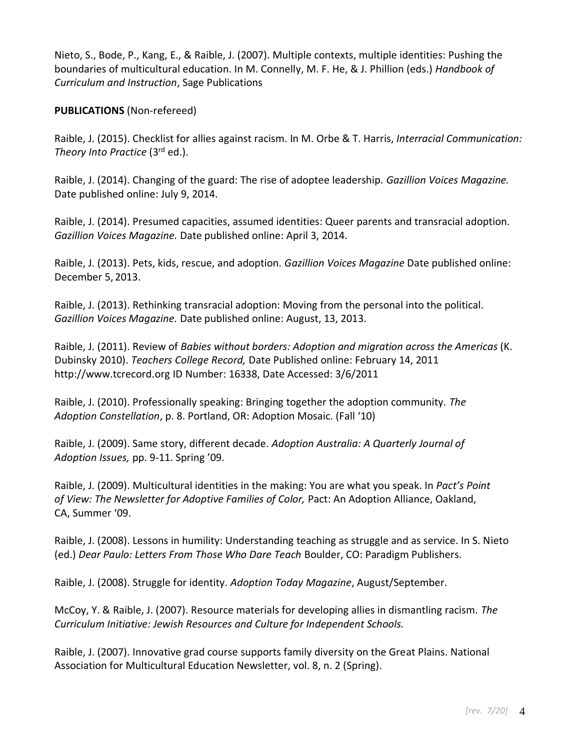Nieto, S., Bode, P., Kang, E., & Raible, J. (2007). Multiple contexts, multiple identities: Pushing the boundaries of multicultural education. In M. Connelly, M. F. He, & J. Phillion (eds.) *Handbook of Curriculum and Instruction*, Sage Publications

**PUBLICATIONS** (Non-refereed)

Raible, J. (2015). Checklist for allies against racism. In M. Orbe & T. Harris, *Interracial Communication: Theory Into Practice* (3rd ed.).

Raible, J. (2014). Changing of the guard: The rise of adoptee leadership. *Gazillion Voices Magazine.* Date published online: July 9, 2014.

Raible, J. (2014). Presumed capacities, assumed identities: Queer parents and transracial adoption. *Gazillion Voices Magazine.* Date published online: April 3, 2014.

Raible, J. (2013). Pets, kids, rescue, and adoption. *Gazillion Voices Magazine* Date published online: December 5, 2013.

Raible, J. (2013). Rethinking transracial adoption: Moving from the personal into the political. *Gazillion Voices Magazine.* Date published online: August, 13, 2013.

Raible, J. (2011). Review of *Babies without borders: Adoption and migration across the Americas* (K. Dubinsky 2010). *Teachers College Record,* Date Published online: February 14, 2011 http://www.tcrecord.org ID Number: 16338, Date Accessed: 3/6/2011

Raible, J. (2010). Professionally speaking: Bringing together the adoption community. *The Adoption Constellation*, p. 8. Portland, OR: Adoption Mosaic. (Fall '10)

Raible, J. (2009). Same story, different decade. *Adoption Australia: A Quarterly Journal of Adoption Issues,* pp. 9-11. Spring '09.

Raible, J. (2009). Multicultural identities in the making: You are what you speak. In *Pact's Point of View: The Newsletter for Adoptive Families of Color,* Pact: An Adoption Alliance, Oakland, CA, Summer '09.

Raible, J. (2008). Lessons in humility: Understanding teaching as struggle and as service. In S. Nieto (ed.) *Dear Paulo: Letters From Those Who Dare Teach* Boulder, CO: Paradigm Publishers.

Raible, J. (2008). Struggle for identity. *Adoption Today Magazine*, August/September.

McCoy, Y. & Raible, J. (2007). Resource materials for developing allies in dismantling racism. *The Curriculum Initiative: Jewish Resources and Culture for Independent Schools.*

Raible, J. (2007). Innovative grad course supports family diversity on the Great Plains. National Association for Multicultural Education Newsletter, vol. 8, n. 2 (Spring).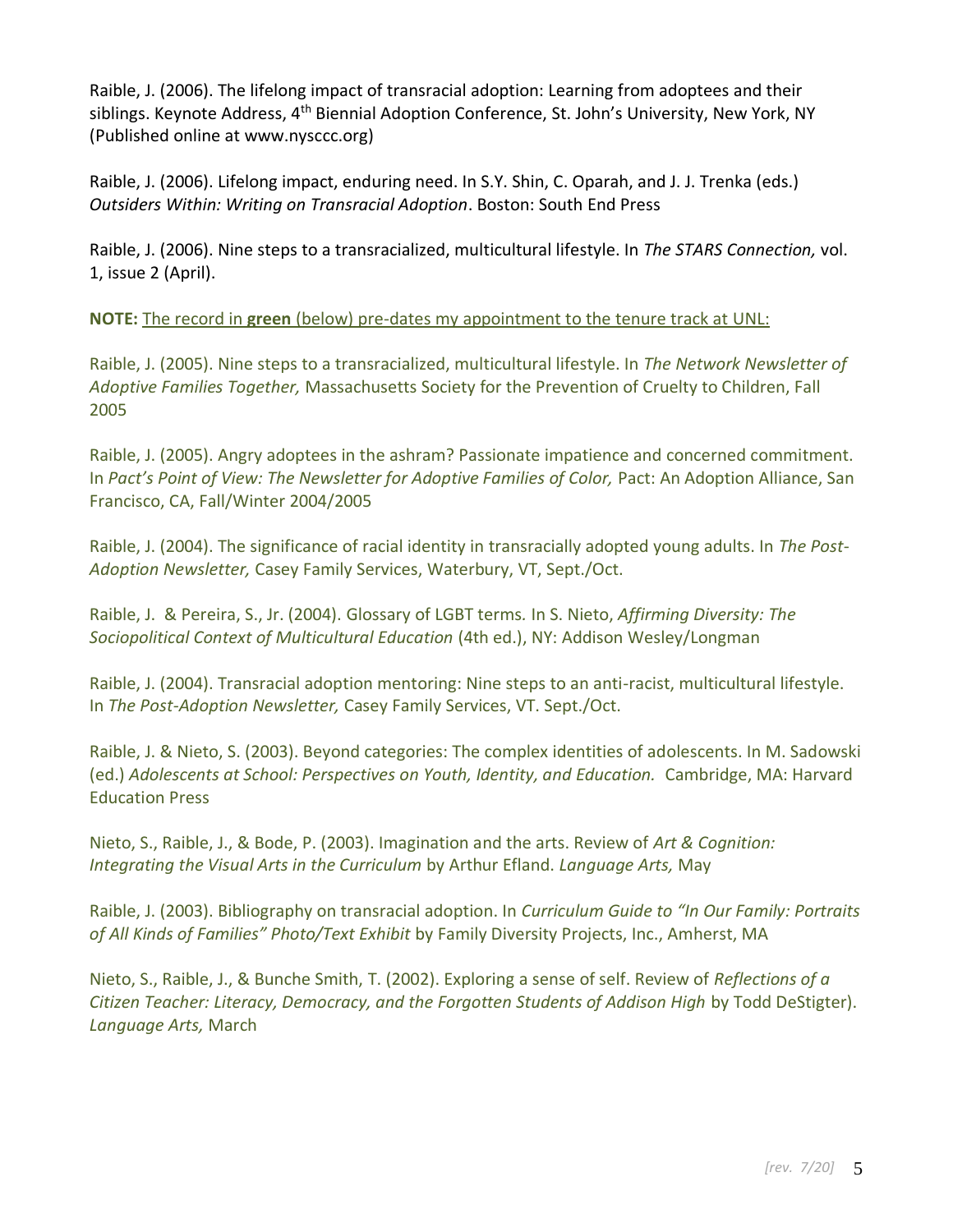Raible, J. (2006). The lifelong impact of transracial adoption: Learning from adoptees and their siblings. Keynote Address, 4th Biennial Adoption Conference, St. John's University, New York, NY (Published online at www.nysccc.org)

Raible, J. (2006). Lifelong impact, enduring need. In S.Y. Shin, C. Oparah, and J. J. Trenka (eds.) *Outsiders Within: Writing on Transracial Adoption*. Boston: South End Press

Raible, J. (2006). Nine steps to a transracialized, multicultural lifestyle. In *The STARS Connection,* vol. 1, issue 2 (April).

**NOTE:** The record in **green** (below) pre-dates my appointment to the tenure track at UNL:

Raible, J. (2005). Nine steps to a transracialized, multicultural lifestyle. In *The Network Newsletter of Adoptive Families Together,* Massachusetts Society for the Prevention of Cruelty to Children, Fall 2005

Raible, J. (2005). Angry adoptees in the ashram? Passionate impatience and concerned commitment. In *Pact's Point of View: The Newsletter for Adoptive Families of Color,* Pact: An Adoption Alliance, San Francisco, CA, Fall/Winter 2004/2005

Raible, J. (2004). The significance of racial identity in transracially adopted young adults. In *The Post-Adoption Newsletter,* Casey Family Services, Waterbury, VT, Sept./Oct.

Raible, J. & Pereira, S., Jr. (2004). Glossary of LGBT terms*.* In S. Nieto, *Affirming Diversity: The Sociopolitical Context of Multicultural Education* (4th ed.), NY: Addison Wesley/Longman

Raible, J. (2004). Transracial adoption mentoring: Nine steps to an anti-racist, multicultural lifestyle. In *The Post-Adoption Newsletter,* Casey Family Services, VT. Sept./Oct.

Raible, J. & Nieto, S. (2003). Beyond categories: The complex identities of adolescents. In M. Sadowski (ed.) *Adolescents at School: Perspectives on Youth, Identity, and Education.* Cambridge, MA: Harvard Education Press

Nieto, S., Raible, J., & Bode, P. (2003). Imagination and the arts. Review of *Art & Cognition: Integrating the Visual Arts in the Curriculum* by Arthur Efland. *Language Arts,* May

Raible, J. (2003). Bibliography on transracial adoption. In *Curriculum Guide to "In Our Family: Portraits of All Kinds of Families" Photo/Text Exhibit* by Family Diversity Projects, Inc., Amherst, MA

Nieto, S., Raible, J., & Bunche Smith, T. (2002). Exploring a sense of self. Review of *Reflections of a Citizen Teacher: Literacy, Democracy, and the Forgotten Students of Addison High* by Todd DeStigter). *Language Arts,* March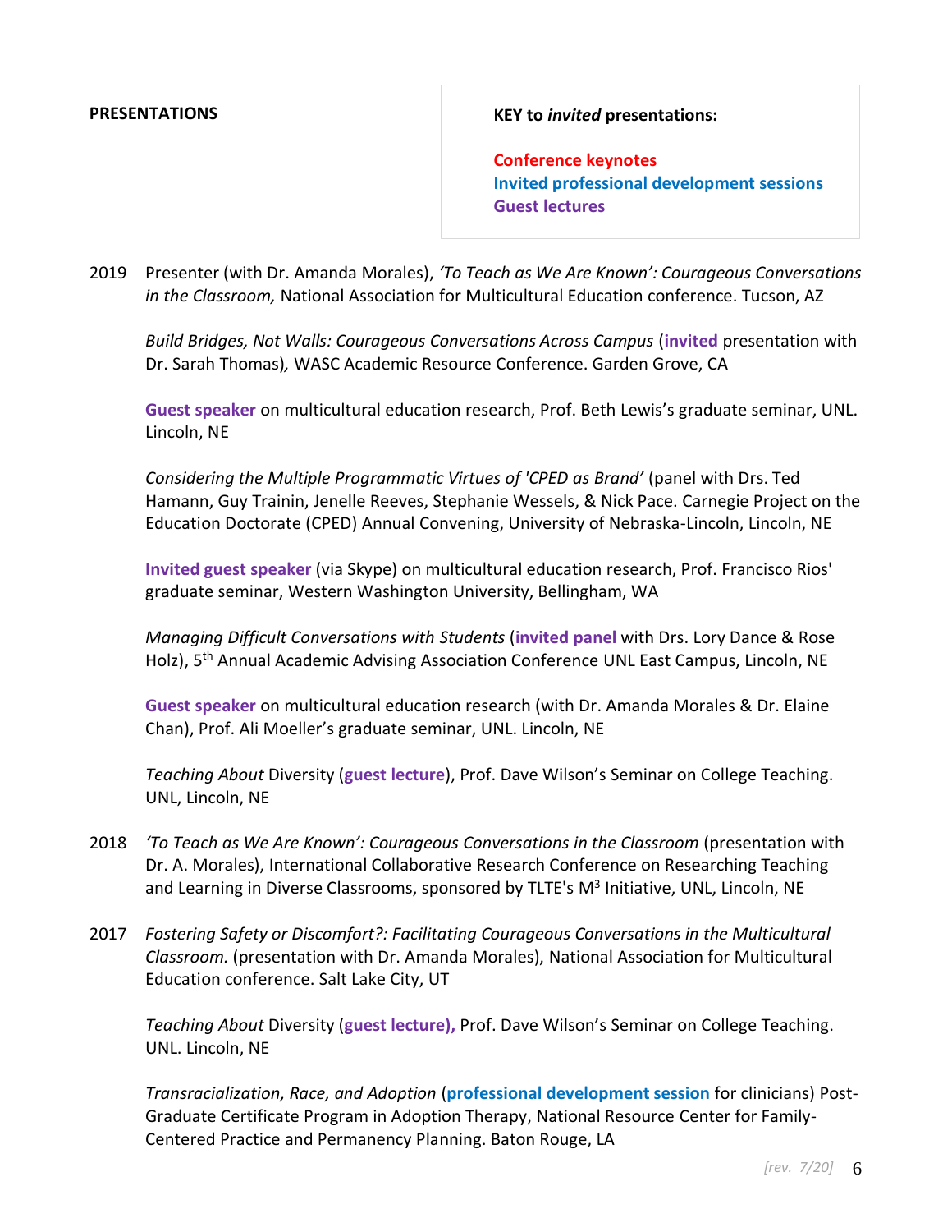## PRESENTATIONS

**KEY to *invited* presentations:**

**Conference keynotes**
**Invited professional development sessions**
**Guest lectures**

2019 Presenter (with Dr. Amanda Morales), *'To Teach as We Are Known': Courageous Conversations in the Classroom,* National Association for Multicultural Education conference. Tucson, AZ

*Build Bridges, Not Walls: Courageous Conversations Across Campus* (**invited** presentation with Dr. Sarah Thomas), WASC Academic Resource Conference. Garden Grove, CA

**Guest speaker** on multicultural education research, Prof. Beth Lewis's graduate seminar, UNL. Lincoln, NE

*Considering the Multiple Programmatic Virtues of 'CPED as Brand'* (panel with Drs. Ted Hamann, Guy Trainin, Jenelle Reeves, Stephanie Wessels, & Nick Pace. Carnegie Project on the Education Doctorate (CPED) Annual Convening, University of Nebraska-Lincoln, Lincoln, NE

**Invited guest speaker** (via Skype) on multicultural education research, Prof. Francisco Rios' graduate seminar, Western Washington University, Bellingham, WA

*Managing Difficult Conversations with Students* (**invited panel** with Drs. Lory Dance & Rose Holz), 5th Annual Academic Advising Association Conference UNL East Campus, Lincoln, NE

**Guest speaker** on multicultural education research (with Dr. Amanda Morales & Dr. Elaine Chan), Prof. Ali Moeller's graduate seminar, UNL. Lincoln, NE

*Teaching About* Diversity (**guest lecture**), Prof. Dave Wilson's Seminar on College Teaching. UNL, Lincoln, NE

2018 *'To Teach as We Are Known': Courageous Conversations in the Classroom* (presentation with Dr. A. Morales), International Collaborative Research Conference on Researching Teaching and Learning in Diverse Classrooms, sponsored by TLTE's M$^3$ Initiative, UNL, Lincoln, NE

2017 *Fostering Safety or Discomfort?: Facilitating Courageous Conversations in the Multicultural Classroom.* (presentation with Dr. Amanda Morales), National Association for Multicultural Education conference. Salt Lake City, UT

*Teaching About* Diversity (**guest lecture),** Prof. Dave Wilson's Seminar on College Teaching. UNL. Lincoln, NE

*Transracialization, Race, and Adoption* (**professional development session** for clinicians) Post-Graduate Certificate Program in Adoption Therapy, National Resource Center for Family-Centered Practice and Permanency Planning. Baton Rouge, LA

*[rev. 7/20]*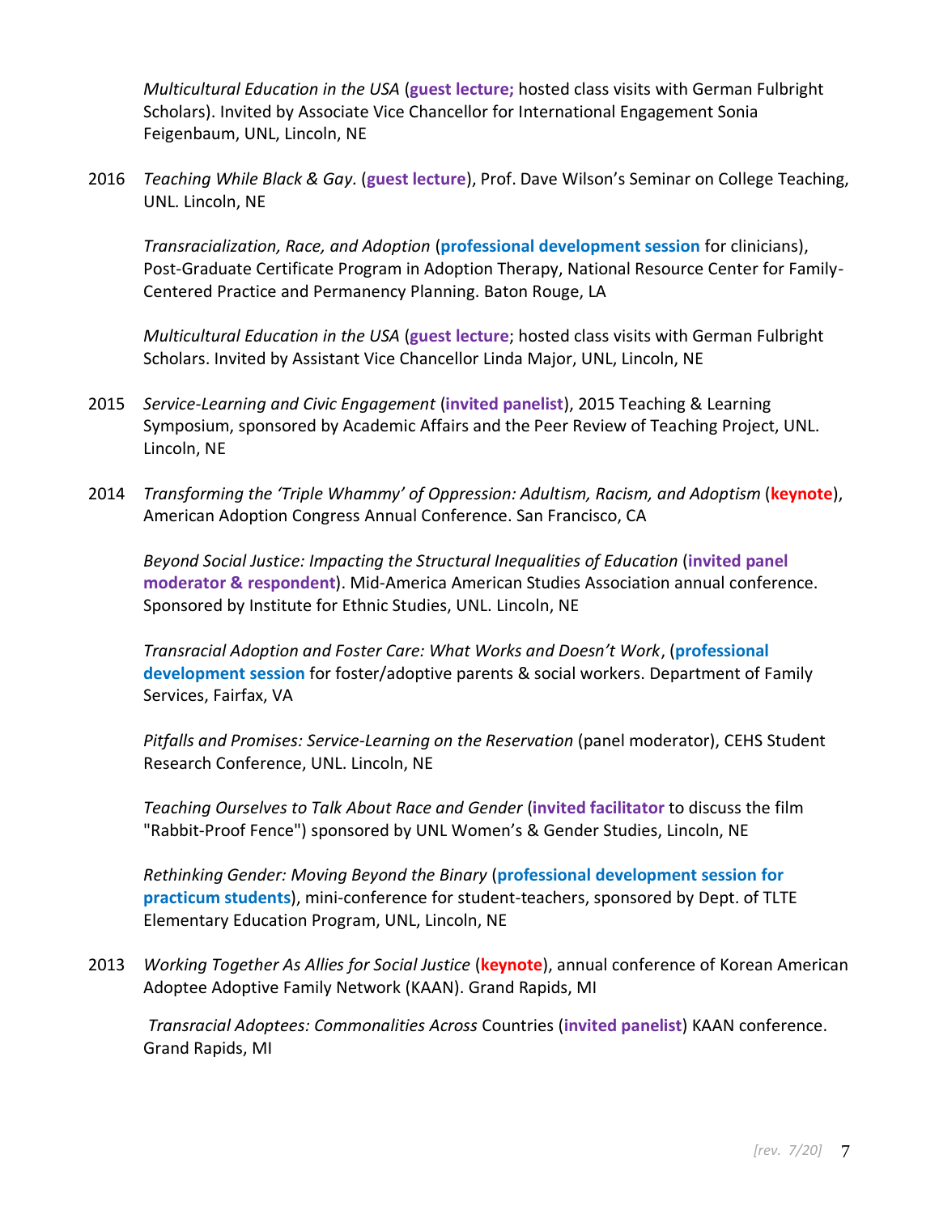*Multicultural Education in the USA* (**guest lecture;** hosted class visits with German Fulbright Scholars). Invited by Associate Vice Chancellor for International Engagement Sonia Feigenbaum, UNL, Lincoln, NE

2016 *Teaching While Black & Gay*. (**guest lecture**), Prof. Dave Wilson's Seminar on College Teaching, UNL. Lincoln, NE

*Transracialization, Race, and Adoption* (**professional development session** for clinicians), Post-Graduate Certificate Program in Adoption Therapy, National Resource Center for Family-Centered Practice and Permanency Planning. Baton Rouge, LA

*Multicultural Education in the USA* (**guest lecture**; hosted class visits with German Fulbright Scholars. Invited by Assistant Vice Chancellor Linda Major, UNL, Lincoln, NE

2015 *Service-Learning and Civic Engagement* (**invited panelist**), 2015 Teaching & Learning Symposium, sponsored by Academic Affairs and the Peer Review of Teaching Project, UNL. Lincoln, NE

2014 *Transforming the 'Triple Whammy' of Oppression: Adultism, Racism, and Adoptism* (**keynote**), American Adoption Congress Annual Conference. San Francisco, CA

*Beyond Social Justice: Impacting the Structural Inequalities of Education* (**invited panel moderator & respondent**). Mid-America American Studies Association annual conference. Sponsored by Institute for Ethnic Studies, UNL. Lincoln, NE

*Transracial Adoption and Foster Care: What Works and Doesn't Work*, (**professional development session** for foster/adoptive parents & social workers. Department of Family Services, Fairfax, VA

*Pitfalls and Promises: Service-Learning on the Reservation* (panel moderator), CEHS Student Research Conference, UNL. Lincoln, NE

*Teaching Ourselves to Talk About Race and Gender* (**invited facilitator** to discuss the film "Rabbit-Proof Fence") sponsored by UNL Women's & Gender Studies, Lincoln, NE

*Rethinking Gender: Moving Beyond the Binary* (**professional development session for practicum students**), mini-conference for student-teachers, sponsored by Dept. of TLTE Elementary Education Program, UNL, Lincoln, NE

2013 *Working Together As Allies for Social Justice* (**keynote**), annual conference of Korean American Adoptee Adoptive Family Network (KAAN). Grand Rapids, MI

*Transracial Adoptees: Commonalities Across* Countries (**invited panelist**) KAAN conference. Grand Rapids, MI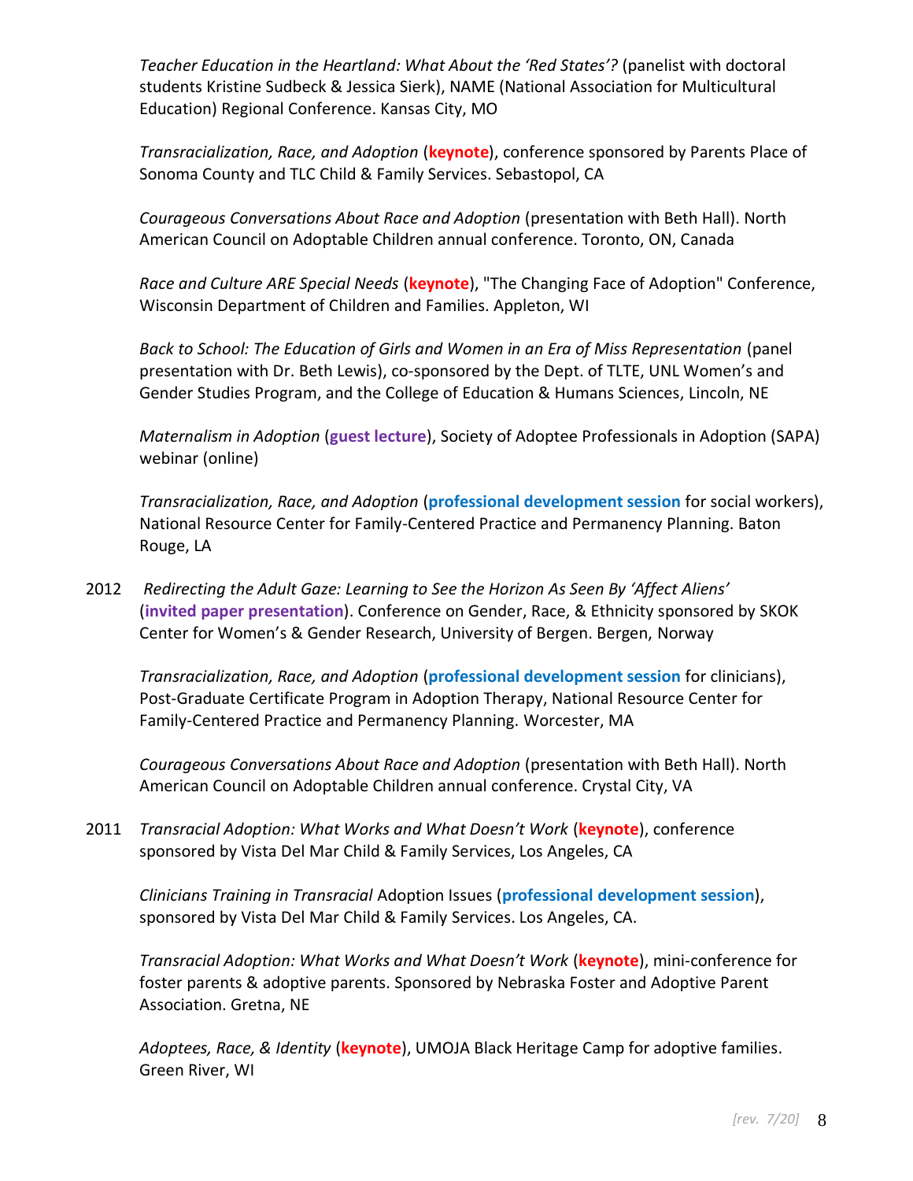*Teacher Education in the Heartland: What About the 'Red States'?* (panelist with doctoral students Kristine Sudbeck & Jessica Sierk), NAME (National Association for Multicultural Education) Regional Conference. Kansas City, MO

*Transracialization, Race, and Adoption* (**keynote**), conference sponsored by Parents Place of Sonoma County and TLC Child & Family Services. Sebastopol, CA

*Courageous Conversations About Race and Adoption* (presentation with Beth Hall). North American Council on Adoptable Children annual conference. Toronto, ON, Canada

*Race and Culture ARE Special Needs* (**keynote**), "The Changing Face of Adoption" Conference, Wisconsin Department of Children and Families. Appleton, WI

*Back to School: The Education of Girls and Women in an Era of Miss Representation* (panel presentation with Dr. Beth Lewis), co-sponsored by the Dept. of TLTE, UNL Women's and Gender Studies Program, and the College of Education & Humans Sciences, Lincoln, NE

*Maternalism in Adoption* (**guest lecture**), Society of Adoptee Professionals in Adoption (SAPA) webinar (online)

*Transracialization, Race, and Adoption* (**professional development session** for social workers), National Resource Center for Family-Centered Practice and Permanency Planning. Baton Rouge, LA

2012 *Redirecting the Adult Gaze: Learning to See the Horizon As Seen By 'Affect Aliens'* (**invited paper presentation**). Conference on Gender, Race, & Ethnicity sponsored by SKOK Center for Women's & Gender Research, University of Bergen. Bergen, Norway

*Transracialization, Race, and Adoption* (**professional development session** for clinicians), Post-Graduate Certificate Program in Adoption Therapy, National Resource Center for Family-Centered Practice and Permanency Planning. Worcester, MA

*Courageous Conversations About Race and Adoption* (presentation with Beth Hall). North American Council on Adoptable Children annual conference. Crystal City, VA

2011 *Transracial Adoption: What Works and What Doesn't Work* (**keynote**), conference sponsored by Vista Del Mar Child & Family Services, Los Angeles, CA

*Clinicians Training in Transracial* Adoption Issues (**professional development session**), sponsored by Vista Del Mar Child & Family Services. Los Angeles, CA.

*Transracial Adoption: What Works and What Doesn't Work* (**keynote**), mini-conference for foster parents & adoptive parents. Sponsored by Nebraska Foster and Adoptive Parent Association. Gretna, NE

*Adoptees, Race, & Identity* (**keynote**), UMOJA Black Heritage Camp for adoptive families. Green River, WI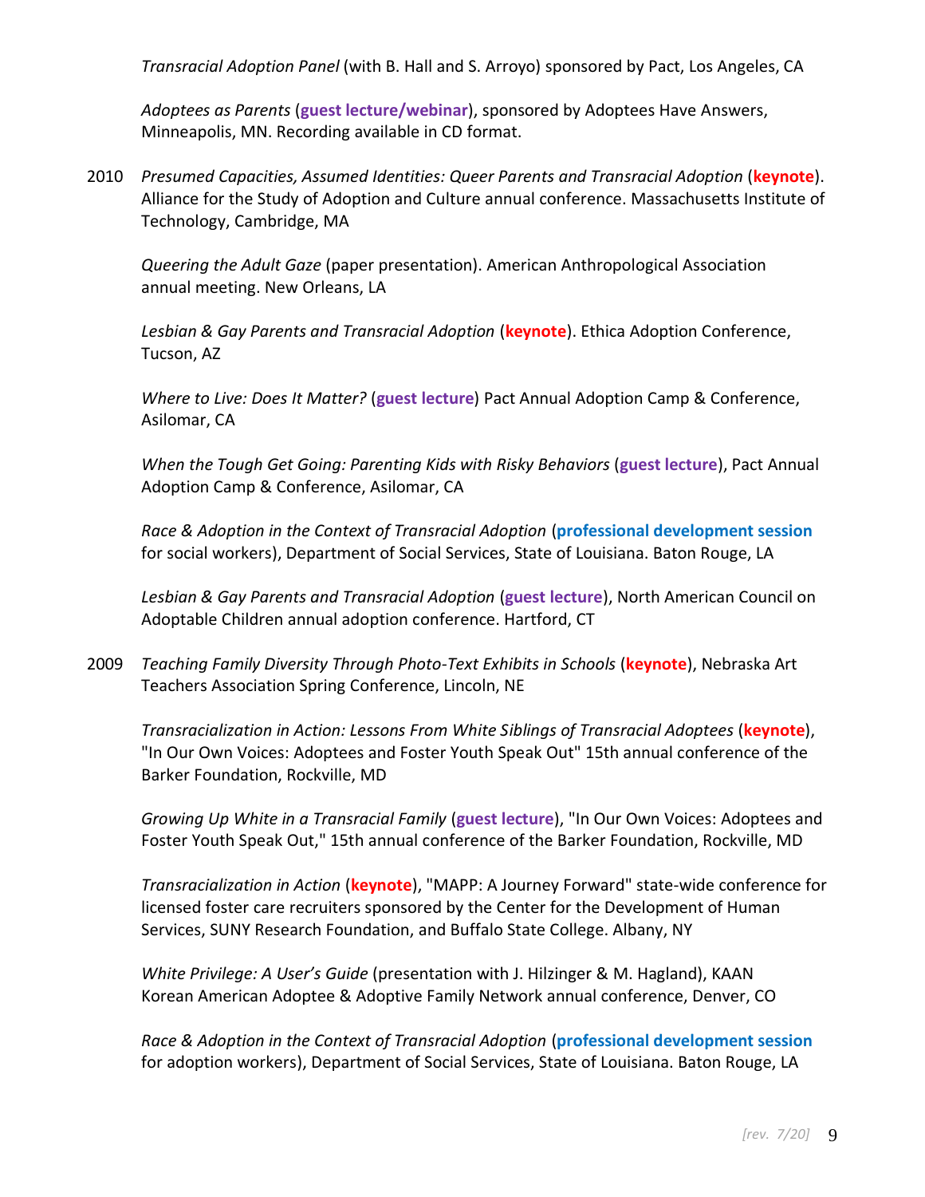*Transracial Adoption Panel* (with B. Hall and S. Arroyo) sponsored by Pact, Los Angeles, CA

*Adoptees as Parents* (**guest lecture/webinar**), sponsored by Adoptees Have Answers, Minneapolis, MN. Recording available in CD format.

2010 *Presumed Capacities, Assumed Identities: Queer Parents and Transracial Adoption* (**keynote**). Alliance for the Study of Adoption and Culture annual conference. Massachusetts Institute of Technology, Cambridge, MA

*Queering the Adult Gaze* (paper presentation). American Anthropological Association annual meeting. New Orleans, LA

*Lesbian & Gay Parents and Transracial Adoption* (**keynote**). Ethica Adoption Conference, Tucson, AZ

*Where to Live: Does It Matter?* (**guest lecture**) Pact Annual Adoption Camp & Conference, Asilomar, CA

*When the Tough Get Going: Parenting Kids with Risky Behaviors* (**guest lecture**), Pact Annual Adoption Camp & Conference, Asilomar, CA

*Race & Adoption in the Context of Transracial Adoption* (**professional development session** for social workers), Department of Social Services, State of Louisiana. Baton Rouge, LA

*Lesbian & Gay Parents and Transracial Adoption* (**guest lecture**), North American Council on Adoptable Children annual adoption conference. Hartford, CT

2009 *Teaching Family Diversity Through Photo-Text Exhibits in Schools* (**keynote**), Nebraska Art Teachers Association Spring Conference, Lincoln, NE

*Transracialization in Action: Lessons From White Siblings of Transracial Adoptees* (**keynote**), "In Our Own Voices: Adoptees and Foster Youth Speak Out" 15th annual conference of the Barker Foundation, Rockville, MD

*Growing Up White in a Transracial Family* (**guest lecture**), "In Our Own Voices: Adoptees and Foster Youth Speak Out," 15th annual conference of the Barker Foundation, Rockville, MD

*Transracialization in Action* (**keynote**), "MAPP: A Journey Forward" state-wide conference for licensed foster care recruiters sponsored by the Center for the Development of Human Services, SUNY Research Foundation, and Buffalo State College. Albany, NY

*White Privilege: A User's Guide* (presentation with J. Hilzinger & M. Hagland), KAAN Korean American Adoptee & Adoptive Family Network annual conference, Denver, CO

*Race & Adoption in the Context of Transracial Adoption* (**professional development session** for adoption workers), Department of Social Services, State of Louisiana. Baton Rouge, LA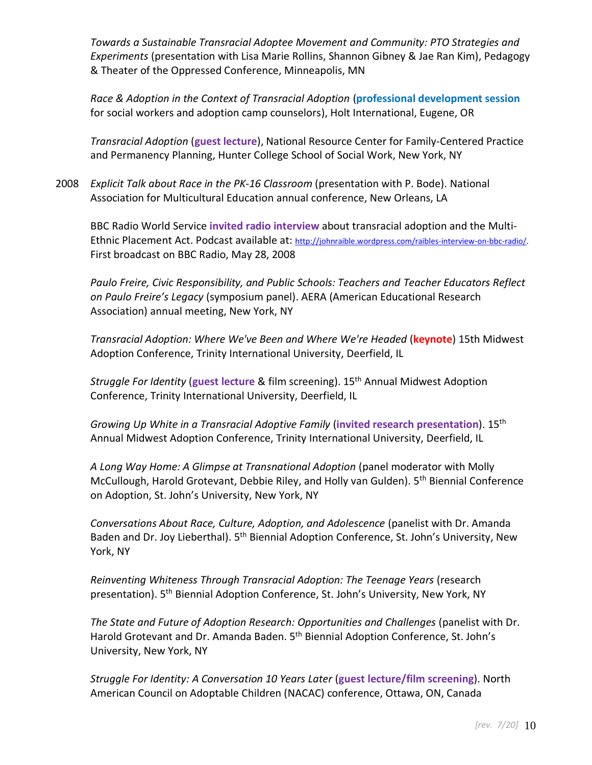*Towards a Sustainable Transracial Adoptee Movement and Community: PTO Strategies and Experiments* (presentation with Lisa Marie Rollins, Shannon Gibney & Jae Ran Kim), Pedagogy & Theater of the Oppressed Conference, Minneapolis, MN

*Race & Adoption in the Context of Transracial Adoption* (**professional development session** for social workers and adoption camp counselors), Holt International, Eugene, OR

*Transracial Adoption* (**guest lecture**), National Resource Center for Family-Centered Practice and Permanency Planning, Hunter College School of Social Work, New York, NY

2008 *Explicit Talk about Race in the PK-16 Classroom* (presentation with P. Bode). National Association for Multicultural Education annual conference, New Orleans, LA

BBC Radio World Service **invited radio interview** about transracial adoption and the Multi-Ethnic Placement Act. Podcast available at: http://johnraible.wordpress.com/raibles-interview-on-bbc-radio/. First broadcast on BBC Radio, May 28, 2008

*Paulo Freire, Civic Responsibility, and Public Schools: Teachers and Teacher Educators Reflect on Paulo Freire's Legacy* (symposium panel). AERA (American Educational Research Association) annual meeting, New York, NY

*Transracial Adoption: Where We've Been and Where We're Headed* (**keynote**) 15th Midwest Adoption Conference, Trinity International University, Deerfield, IL

*Struggle For Identity* (**guest lecture** & film screening). 15th Annual Midwest Adoption Conference, Trinity International University, Deerfield, IL

*Growing Up White in a Transracial Adoptive Family* (**invited research presentation**). 15th Annual Midwest Adoption Conference, Trinity International University, Deerfield, IL

*A Long Way Home: A Glimpse at Transnational Adoption* (panel moderator with Molly McCullough, Harold Grotevant, Debbie Riley, and Holly van Gulden). 5th Biennial Conference on Adoption, St. John's University, New York, NY

*Conversations About Race, Culture, Adoption, and Adolescence* (panelist with Dr. Amanda Baden and Dr. Joy Lieberthal). 5th Biennial Adoption Conference, St. John's University, New York, NY

*Reinventing Whiteness Through Transracial Adoption: The Teenage Years* (research presentation). 5th Biennial Adoption Conference, St. John's University, New York, NY

*The State and Future of Adoption Research: Opportunities and Challenges* (panelist with Dr. Harold Grotevant and Dr. Amanda Baden. 5th Biennial Adoption Conference, St. John's University, New York, NY

*Struggle For Identity: A Conversation 10 Years Later* (**guest lecture/film screening**). North American Council on Adoptable Children (NACAC) conference, Ottawa, ON, Canada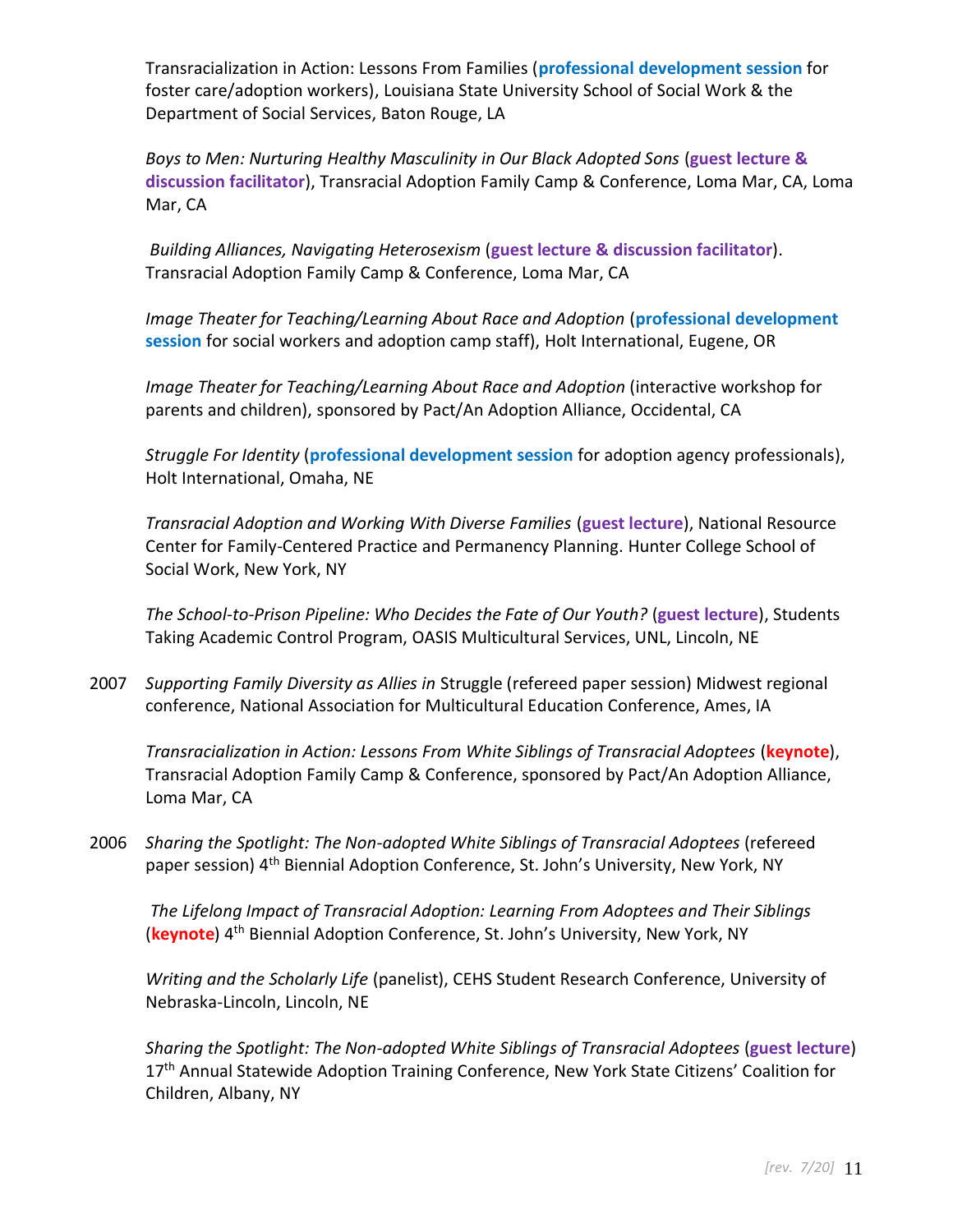Transracialization in Action: Lessons From Families (**professional development session** for foster care/adoption workers), Louisiana State University School of Social Work & the Department of Social Services, Baton Rouge, LA

*Boys to Men: Nurturing Healthy Masculinity in Our Black Adopted Sons* (**guest lecture & discussion facilitator**), Transracial Adoption Family Camp & Conference, Loma Mar, CA, Loma Mar, CA

*Building Alliances, Navigating Heterosexism* (**guest lecture & discussion facilitator**). Transracial Adoption Family Camp & Conference, Loma Mar, CA

*Image Theater for Teaching/Learning About Race and Adoption* (**professional development session** for social workers and adoption camp staff), Holt International, Eugene, OR

*Image Theater for Teaching/Learning About Race and Adoption* (interactive workshop for parents and children), sponsored by Pact/An Adoption Alliance, Occidental, CA

*Struggle For Identity* (**professional development session** for adoption agency professionals), Holt International, Omaha, NE

*Transracial Adoption and Working With Diverse Families* (**guest lecture**), National Resource Center for Family-Centered Practice and Permanency Planning. Hunter College School of Social Work, New York, NY

*The School-to-Prison Pipeline: Who Decides the Fate of Our Youth?* (**guest lecture**), Students Taking Academic Control Program, OASIS Multicultural Services, UNL, Lincoln, NE

2007 *Supporting Family Diversity as Allies in* Struggle (refereed paper session) Midwest regional conference, National Association for Multicultural Education Conference, Ames, IA

*Transracialization in Action: Lessons From White Siblings of Transracial Adoptees* (**keynote**), Transracial Adoption Family Camp & Conference, sponsored by Pact/An Adoption Alliance, Loma Mar, CA

2006 *Sharing the Spotlight: The Non-adopted White Siblings of Transracial Adoptees* (refereed paper session) 4th Biennial Adoption Conference, St. John's University, New York, NY

*The Lifelong Impact of Transracial Adoption: Learning From Adoptees and Their Siblings* (**keynote**) 4th Biennial Adoption Conference, St. John's University, New York, NY

*Writing and the Scholarly Life* (panelist), CEHS Student Research Conference, University of Nebraska-Lincoln, Lincoln, NE

*Sharing the Spotlight: The Non-adopted White Siblings of Transracial Adoptees* (**guest lecture**) 17th Annual Statewide Adoption Training Conference, New York State Citizens' Coalition for Children, Albany, NY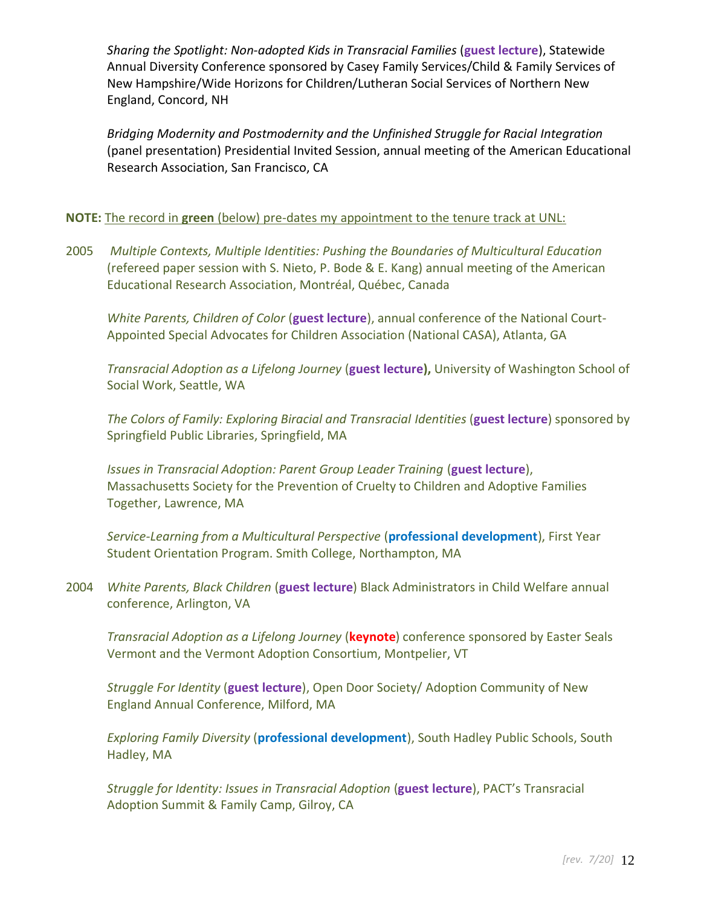*Sharing the Spotlight: Non-adopted Kids in Transracial Families* (**guest lecture**), Statewide Annual Diversity Conference sponsored by Casey Family Services/Child & Family Services of New Hampshire/Wide Horizons for Children/Lutheran Social Services of Northern New England, Concord, NH

*Bridging Modernity and Postmodernity and the Unfinished Struggle for Racial Integration* (panel presentation) Presidential Invited Session, annual meeting of the American Educational Research Association, San Francisco, CA

**NOTE:** The record in **green** (below) pre-dates my appointment to the tenure track at UNL:

2005 *Multiple Contexts, Multiple Identities: Pushing the Boundaries of Multicultural Education* (refereed paper session with S. Nieto, P. Bode & E. Kang) annual meeting of the American Educational Research Association, Montréal, Québec, Canada

*White Parents, Children of Color* (**guest lecture**), annual conference of the National Court-Appointed Special Advocates for Children Association (National CASA), Atlanta, GA

*Transracial Adoption as a Lifelong Journey* (**guest lecture),** University of Washington School of Social Work, Seattle, WA

*The Colors of Family: Exploring Biracial and Transracial Identities* (**guest lecture**) sponsored by Springfield Public Libraries, Springfield, MA

*Issues in Transracial Adoption: Parent Group Leader Training* (**guest lecture**), Massachusetts Society for the Prevention of Cruelty to Children and Adoptive Families Together, Lawrence, MA

*Service-Learning from a Multicultural Perspective* (**professional development**), First Year Student Orientation Program. Smith College, Northampton, MA

2004 *White Parents, Black Children* (**guest lecture**) Black Administrators in Child Welfare annual conference, Arlington, VA

*Transracial Adoption as a Lifelong Journey* (**keynote**) conference sponsored by Easter Seals Vermont and the Vermont Adoption Consortium, Montpelier, VT

*Struggle For Identity* (**guest lecture**), Open Door Society/ Adoption Community of New England Annual Conference, Milford, MA

*Exploring Family Diversity* (**professional development**), South Hadley Public Schools, South Hadley, MA

*Struggle for Identity: Issues in Transracial Adoption* (**guest lecture**), PACT's Transracial Adoption Summit & Family Camp, Gilroy, CA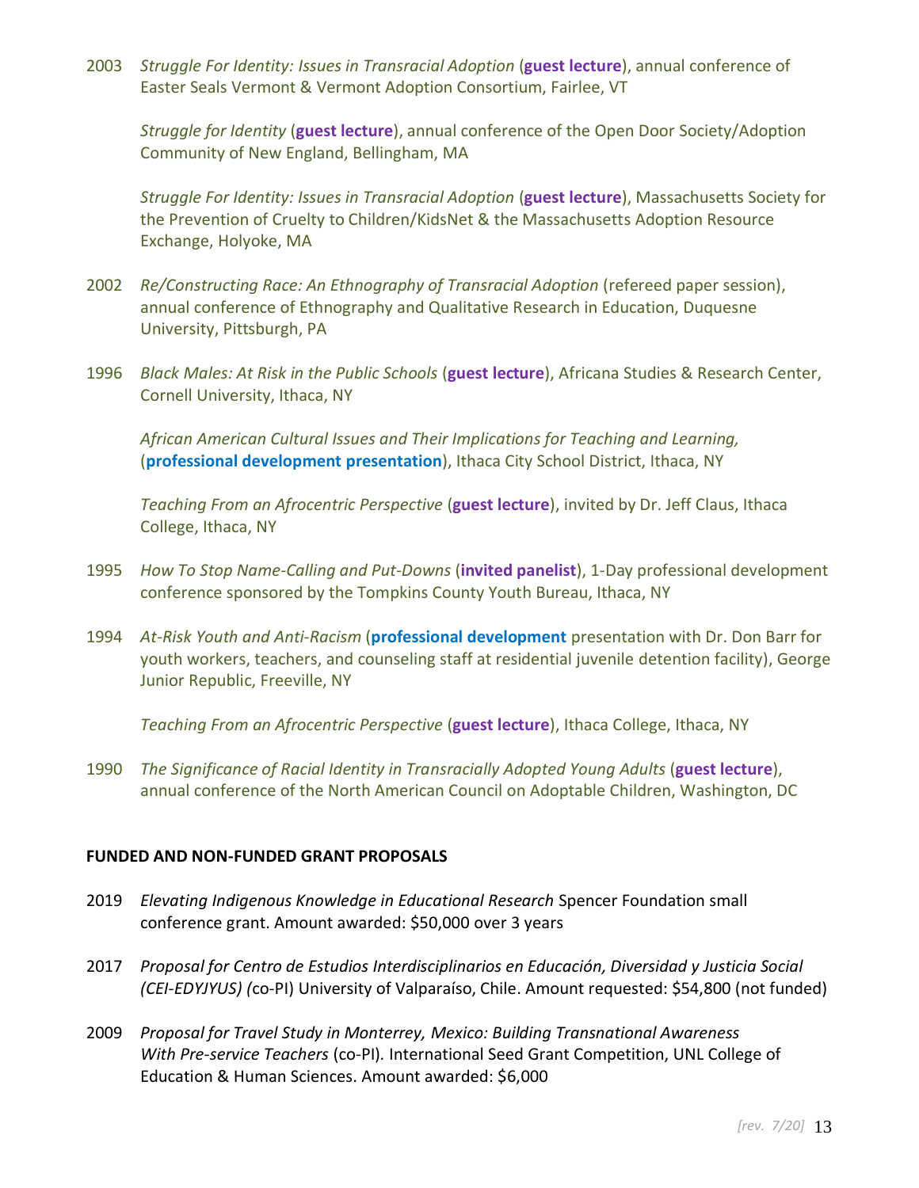2003 *Struggle For Identity: Issues in Transracial Adoption* (**guest lecture**), annual conference of Easter Seals Vermont & Vermont Adoption Consortium, Fairlee, VT

*Struggle for Identity* (**guest lecture**), annual conference of the Open Door Society/Adoption Community of New England, Bellingham, MA

*Struggle For Identity: Issues in Transracial Adoption* (**guest lecture**), Massachusetts Society for the Prevention of Cruelty to Children/KidsNet & the Massachusetts Adoption Resource Exchange, Holyoke, MA

2002 *Re/Constructing Race: An Ethnography of Transracial Adoption* (refereed paper session), annual conference of Ethnography and Qualitative Research in Education, Duquesne University, Pittsburgh, PA

1996 *Black Males: At Risk in the Public Schools* (**guest lecture**), Africana Studies & Research Center, Cornell University, Ithaca, NY

*African American Cultural Issues and Their Implications for Teaching and Learning,* (**professional development presentation**), Ithaca City School District, Ithaca, NY

*Teaching From an Afrocentric Perspective* (**guest lecture**), invited by Dr. Jeff Claus, Ithaca College, Ithaca, NY

1995 *How To Stop Name-Calling and Put-Downs* (**invited panelist**), 1-Day professional development conference sponsored by the Tompkins County Youth Bureau, Ithaca, NY

1994 *At-Risk Youth and Anti-Racism* (**professional development** presentation with Dr. Don Barr for youth workers, teachers, and counseling staff at residential juvenile detention facility), George Junior Republic, Freeville, NY

*Teaching From an Afrocentric Perspective* (**guest lecture**), Ithaca College, Ithaca, NY

1990 *The Significance of Racial Identity in Transracially Adopted Young Adults* (**guest lecture**), annual conference of the North American Council on Adoptable Children, Washington, DC

**FUNDED AND NON-FUNDED GRANT PROPOSALS**

2019 *Elevating Indigenous Knowledge in Educational Research* Spencer Foundation small conference grant. Amount awarded: $50,000 over 3 years

2017 *Proposal for Centro de Estudios Interdisciplinarios en Educación, Diversidad y Justicia Social (CEI-EDYJYUS) (*co-PI) University of Valparaíso, Chile. Amount requested: $54,800 (not funded)

2009 *Proposal for Travel Study in Monterrey, Mexico: Building Transnational Awareness With Pre-service Teachers* (co-PI). International Seed Grant Competition, UNL College of Education & Human Sciences. Amount awarded: $6,000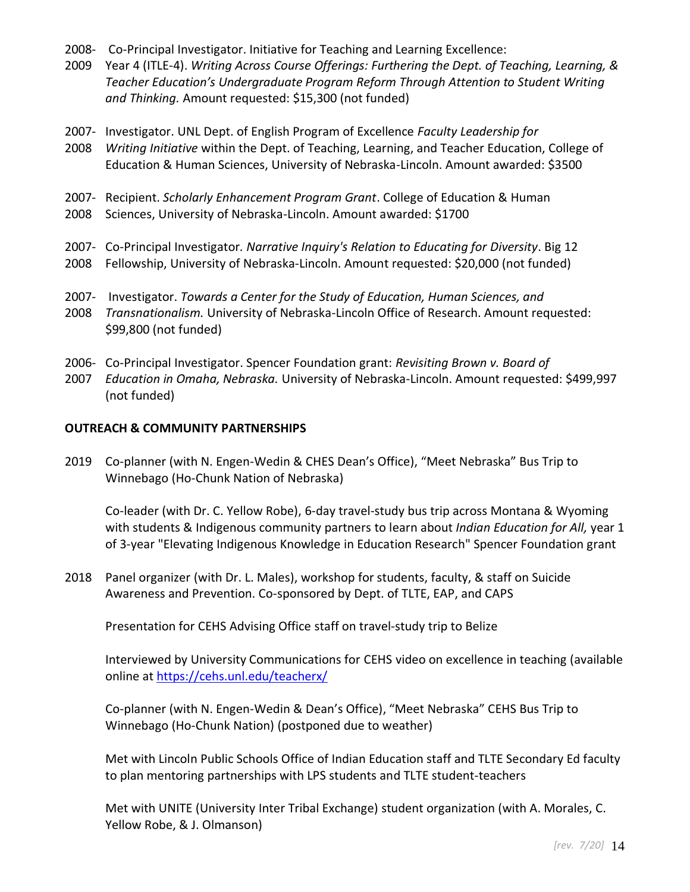2008-2009 Co-Principal Investigator. Initiative for Teaching and Learning Excellence: Year 4 (ITLE-4). *Writing Across Course Offerings: Furthering the Dept. of Teaching, Learning, & Teacher Education's Undergraduate Program Reform Through Attention to Student Writing and Thinking.* Amount requested: $15,300 (not funded)

2007-2008 Investigator. UNL Dept. of English Program of Excellence *Faculty Leadership for Writing Initiative* within the Dept. of Teaching, Learning, and Teacher Education, College of Education & Human Sciences, University of Nebraska-Lincoln. Amount awarded: $3500

2007-2008 Recipient. *Scholarly Enhancement Program Grant*. College of Education & Human Sciences, University of Nebraska-Lincoln. Amount awarded: $1700

2007-2008 Co-Principal Investigator. *Narrative Inquiry's Relation to Educating for Diversity*. Big 12 Fellowship, University of Nebraska-Lincoln. Amount requested: $20,000 (not funded)

2007-2008 Investigator. *Towards a Center for the Study of Education, Human Sciences, and Transnationalism.* University of Nebraska-Lincoln Office of Research. Amount requested: $99,800 (not funded)

2006-2007 Co-Principal Investigator. Spencer Foundation grant: *Revisiting Brown v. Board of Education in Omaha, Nebraska.* University of Nebraska-Lincoln. Amount requested: $499,997 (not funded)

**OUTREACH & COMMUNITY PARTNERSHIPS**

2019 Co-planner (with N. Engen-Wedin & CHES Dean's Office), "Meet Nebraska" Bus Trip to Winnebago (Ho-Chunk Nation of Nebraska)

Co-leader (with Dr. C. Yellow Robe), 6-day travel-study bus trip across Montana & Wyoming with students & Indigenous community partners to learn about *Indian Education for All,* year 1 of 3-year "Elevating Indigenous Knowledge in Education Research" Spencer Foundation grant

2018 Panel organizer (with Dr. L. Males), workshop for students, faculty, & staff on Suicide Awareness and Prevention. Co-sponsored by Dept. of TLTE, EAP, and CAPS

Presentation for CEHS Advising Office staff on travel-study trip to Belize

Interviewed by University Communications for CEHS video on excellence in teaching (available online at https://cehs.unl.edu/teacherx/

Co-planner (with N. Engen-Wedin & Dean's Office), "Meet Nebraska" CEHS Bus Trip to Winnebago (Ho-Chunk Nation) (postponed due to weather)

Met with Lincoln Public Schools Office of Indian Education staff and TLTE Secondary Ed faculty to plan mentoring partnerships with LPS students and TLTE student-teachers

Met with UNITE (University Inter Tribal Exchange) student organization (with A. Morales, C. Yellow Robe, & J. Olmanson)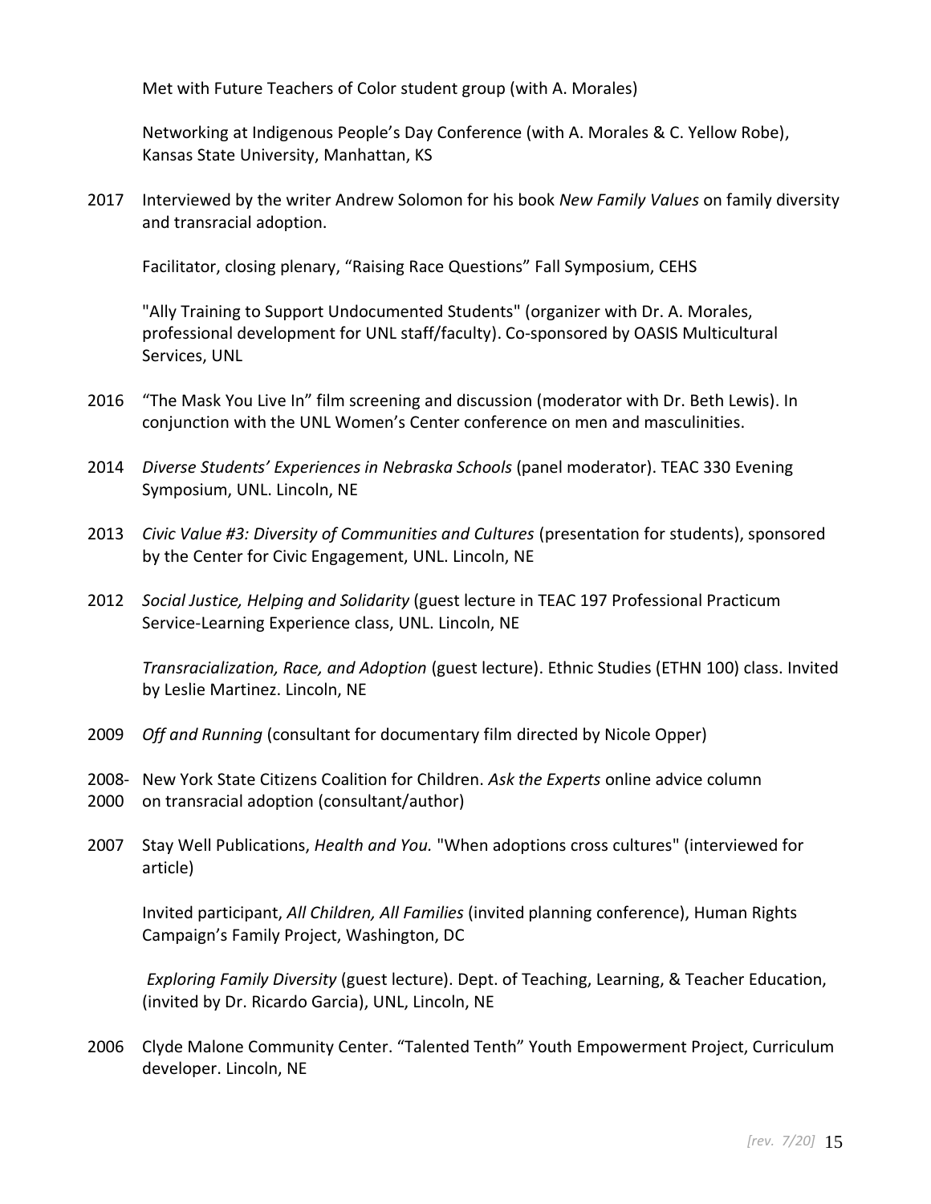Met with Future Teachers of Color student group (with A. Morales)

Networking at Indigenous People's Day Conference (with A. Morales & C. Yellow Robe), Kansas State University, Manhattan, KS

2017 Interviewed by the writer Andrew Solomon for his book *New Family Values* on family diversity and transracial adoption.

Facilitator, closing plenary, "Raising Race Questions" Fall Symposium, CEHS

"Ally Training to Support Undocumented Students" (organizer with Dr. A. Morales, professional development for UNL staff/faculty). Co-sponsored by OASIS Multicultural Services, UNL

2016 "The Mask You Live In" film screening and discussion (moderator with Dr. Beth Lewis). In conjunction with the UNL Women's Center conference on men and masculinities.

2014 *Diverse Students' Experiences in Nebraska Schools* (panel moderator). TEAC 330 Evening Symposium, UNL. Lincoln, NE

2013 *Civic Value #3: Diversity of Communities and Cultures* (presentation for students), sponsored by the Center for Civic Engagement, UNL. Lincoln, NE

2012 *Social Justice, Helping and Solidarity* (guest lecture in TEAC 197 Professional Practicum Service-Learning Experience class, UNL. Lincoln, NE

*Transracialization, Race, and Adoption* (guest lecture). Ethnic Studies (ETHN 100) class. Invited by Leslie Martinez. Lincoln, NE

2009 *Off and Running* (consultant for documentary film directed by Nicole Opper)

2008-2000 New York State Citizens Coalition for Children. *Ask the Experts* online advice column on transracial adoption (consultant/author)

2007 Stay Well Publications, *Health and You.* "When adoptions cross cultures" (interviewed for article)

Invited participant, *All Children, All Families* (invited planning conference), Human Rights Campaign's Family Project, Washington, DC

*Exploring Family Diversity* (guest lecture). Dept. of Teaching, Learning, & Teacher Education, (invited by Dr. Ricardo Garcia), UNL, Lincoln, NE

2006 Clyde Malone Community Center. "Talented Tenth" Youth Empowerment Project, Curriculum developer. Lincoln, NE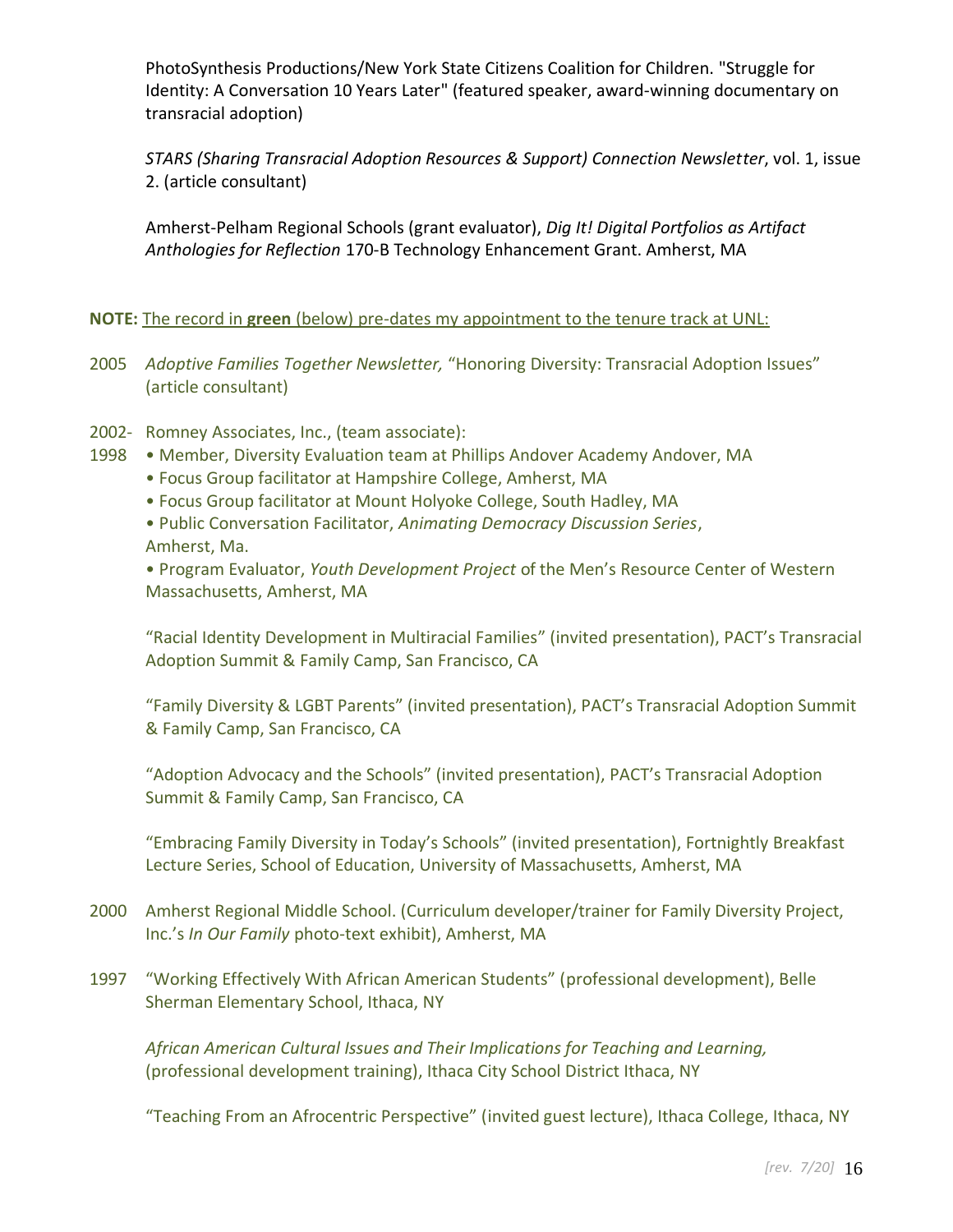PhotoSynthesis Productions/New York State Citizens Coalition for Children. "Struggle for Identity: A Conversation 10 Years Later" (featured speaker, award-winning documentary on transracial adoption)

*STARS (Sharing Transracial Adoption Resources & Support) Connection Newsletter*, vol. 1, issue 2. (article consultant)

Amherst-Pelham Regional Schools (grant evaluator), *Dig It! Digital Portfolios as Artifact Anthologies for Reflection* 170-B Technology Enhancement Grant. Amherst, MA

**NOTE:** The record in **green** (below) pre-dates my appointment to the tenure track at UNL:

2005 *Adoptive Families Together Newsletter,* "Honoring Diversity: Transracial Adoption Issues" (article consultant)

2002-1998 Romney Associates, Inc., (team associate):

- Member, Diversity Evaluation team at Phillips Andover Academy Andover, MA
- Focus Group facilitator at Hampshire College, Amherst, MA
- Focus Group facilitator at Mount Holyoke College, South Hadley, MA
- Public Conversation Facilitator, *Animating Democracy Discussion Series*, Amherst, Ma.
- Program Evaluator, *Youth Development Project* of the Men's Resource Center of Western Massachusetts, Amherst, MA

"Racial Identity Development in Multiracial Families" (invited presentation), PACT's Transracial Adoption Summit & Family Camp, San Francisco, CA

"Family Diversity & LGBT Parents" (invited presentation), PACT's Transracial Adoption Summit & Family Camp, San Francisco, CA

"Adoption Advocacy and the Schools" (invited presentation), PACT's Transracial Adoption Summit & Family Camp, San Francisco, CA

"Embracing Family Diversity in Today's Schools" (invited presentation), Fortnightly Breakfast Lecture Series, School of Education, University of Massachusetts, Amherst, MA

2000 Amherst Regional Middle School. (Curriculum developer/trainer for Family Diversity Project, Inc.'s *In Our Family* photo-text exhibit), Amherst, MA

1997 "Working Effectively With African American Students" (professional development), Belle Sherman Elementary School, Ithaca, NY

*African American Cultural Issues and Their Implications for Teaching and Learning,* (professional development training), Ithaca City School District Ithaca, NY

"Teaching From an Afrocentric Perspective" (invited guest lecture), Ithaca College, Ithaca, NY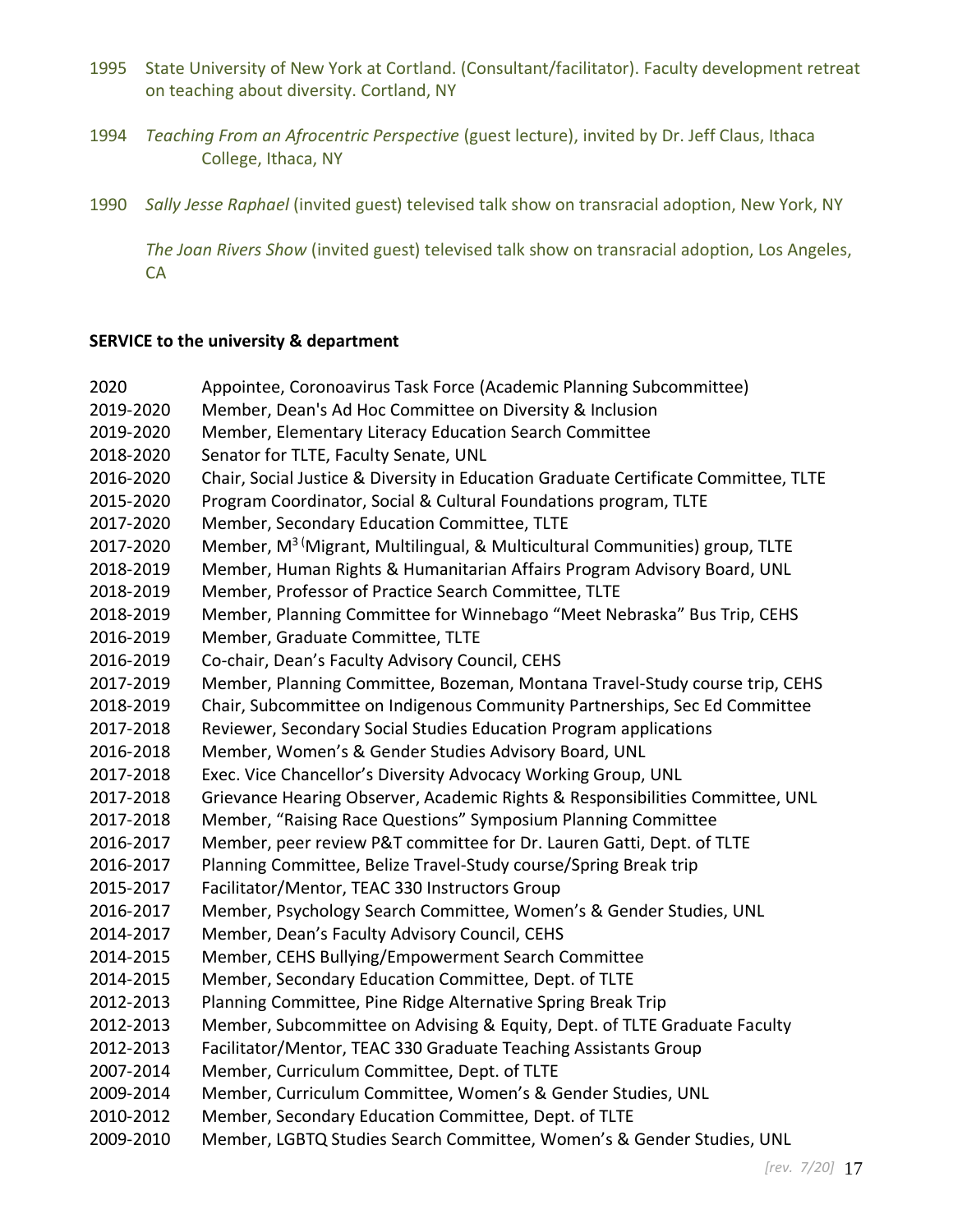1995 State University of New York at Cortland. (Consultant/facilitator). Faculty development retreat on teaching about diversity. Cortland, NY

1994 *Teaching From an Afrocentric Perspective* (guest lecture), invited by Dr. Jeff Claus, Ithaca College, Ithaca, NY

1990 *Sally Jesse Raphael* (invited guest) televised talk show on transracial adoption, New York, NY

*The Joan Rivers Show* (invited guest) televised talk show on transracial adoption, Los Angeles, CA

**SERVICE to the university & department**

2020 Appointee, Coronoavirus Task Force (Academic Planning Subcommittee)
2019-2020 Member, Dean's Ad Hoc Committee on Diversity & Inclusion
2019-2020 Member, Elementary Literacy Education Search Committee
2018-2020 Senator for TLTE, Faculty Senate, UNL
2016-2020 Chair, Social Justice & Diversity in Education Graduate Certificate Committee, TLTE
2015-2020 Program Coordinator, Social & Cultural Foundations program, TLTE
2017-2020 Member, Secondary Education Committee, TLTE
2017-2020 Member, M$^3$ (Migrant, Multilingual, & Multicultural Communities) group, TLTE
2018-2019 Member, Human Rights & Humanitarian Affairs Program Advisory Board, UNL
2018-2019 Member, Professor of Practice Search Committee, TLTE
2018-2019 Member, Planning Committee for Winnebago "Meet Nebraska" Bus Trip, CEHS
2016-2019 Member, Graduate Committee, TLTE
2016-2019 Co-chair, Dean's Faculty Advisory Council, CEHS
2017-2019 Member, Planning Committee, Bozeman, Montana Travel-Study course trip, CEHS
2018-2019 Chair, Subcommittee on Indigenous Community Partnerships, Sec Ed Committee
2017-2018 Reviewer, Secondary Social Studies Education Program applications
2016-2018 Member, Women's & Gender Studies Advisory Board, UNL
2017-2018 Exec. Vice Chancellor's Diversity Advocacy Working Group, UNL
2017-2018 Grievance Hearing Observer, Academic Rights & Responsibilities Committee, UNL
2017-2018 Member, "Raising Race Questions" Symposium Planning Committee
2016-2017 Member, peer review P&T committee for Dr. Lauren Gatti, Dept. of TLTE
2016-2017 Planning Committee, Belize Travel-Study course/Spring Break trip
2015-2017 Facilitator/Mentor, TEAC 330 Instructors Group
2016-2017 Member, Psychology Search Committee, Women's & Gender Studies, UNL
2014-2017 Member, Dean's Faculty Advisory Council, CEHS
2014-2015 Member, CEHS Bullying/Empowerment Search Committee
2014-2015 Member, Secondary Education Committee, Dept. of TLTE
2012-2013 Planning Committee, Pine Ridge Alternative Spring Break Trip
2012-2013 Member, Subcommittee on Advising & Equity, Dept. of TLTE Graduate Faculty
2012-2013 Facilitator/Mentor, TEAC 330 Graduate Teaching Assistants Group
2007-2014 Member, Curriculum Committee, Dept. of TLTE
2009-2014 Member, Curriculum Committee, Women's & Gender Studies, UNL
2010-2012 Member, Secondary Education Committee, Dept. of TLTE
2009-2010 Member, LGBTQ Studies Search Committee, Women's & Gender Studies, UNL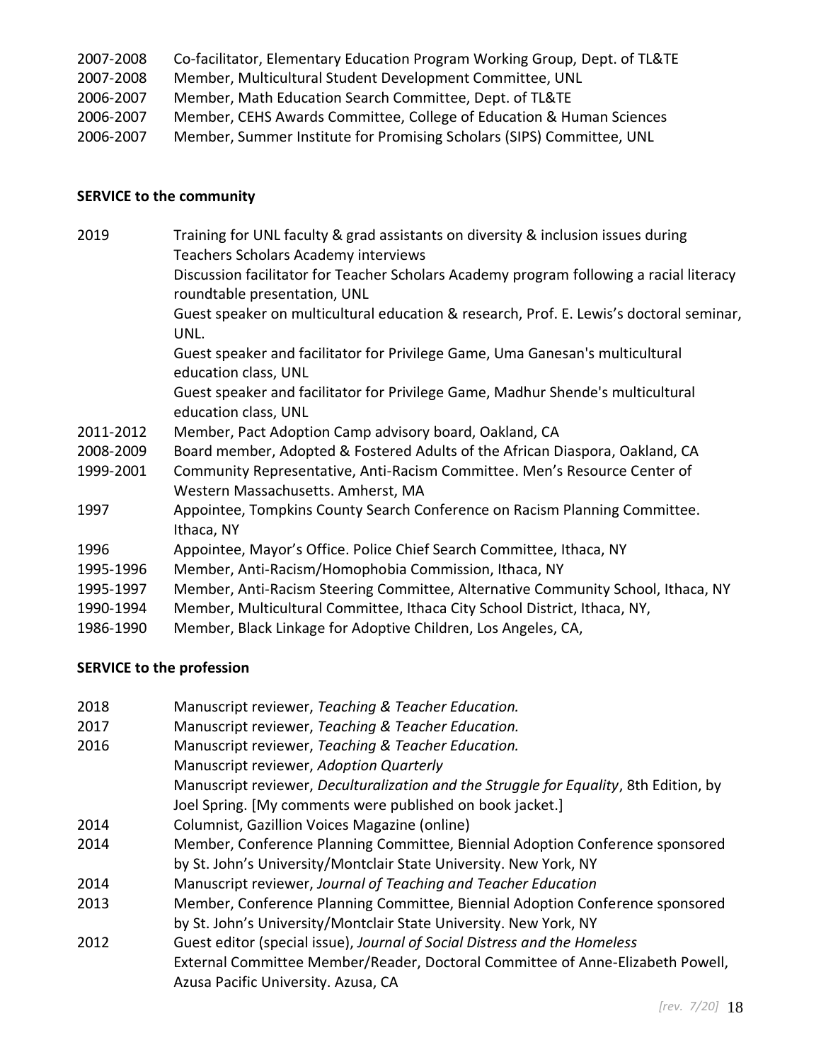2007-2008 Co-facilitator, Elementary Education Program Working Group, Dept. of TL&TE
2007-2008 Member, Multicultural Student Development Committee, UNL
2006-2007 Member, Math Education Search Committee, Dept. of TL&TE
2006-2007 Member, CEHS Awards Committee, College of Education & Human Sciences
2006-2007 Member, Summer Institute for Promising Scholars (SIPS) Committee, UNL

**SERVICE to the community**

2019 Training for UNL faculty & grad assistants on diversity & inclusion issues during Teachers Scholars Academy interviews
Discussion facilitator for Teacher Scholars Academy program following a racial literacy roundtable presentation, UNL
Guest speaker on multicultural education & research, Prof. E. Lewis's doctoral seminar, UNL.
Guest speaker and facilitator for Privilege Game, Uma Ganesan's multicultural education class, UNL
Guest speaker and facilitator for Privilege Game, Madhur Shende's multicultural education class, UNL
2011-2012 Member, Pact Adoption Camp advisory board, Oakland, CA
2008-2009 Board member, Adopted & Fostered Adults of the African Diaspora, Oakland, CA
1999-2001 Community Representative, Anti-Racism Committee. Men's Resource Center of Western Massachusetts. Amherst, MA
1997 Appointee, Tompkins County Search Conference on Racism Planning Committee. Ithaca, NY
1996 Appointee, Mayor's Office. Police Chief Search Committee, Ithaca, NY
1995-1996 Member, Anti-Racism/Homophobia Commission, Ithaca, NY
1995-1997 Member, Anti-Racism Steering Committee, Alternative Community School, Ithaca, NY
1990-1994 Member, Multicultural Committee, Ithaca City School District, Ithaca, NY,
1986-1990 Member, Black Linkage for Adoptive Children, Los Angeles, CA,

**SERVICE to the profession**

2018 Manuscript reviewer, *Teaching & Teacher Education.*
2017 Manuscript reviewer, *Teaching & Teacher Education.*
2016 Manuscript reviewer, *Teaching & Teacher Education.*
Manuscript reviewer, *Adoption Quarterly*
Manuscript reviewer, *Deculturalization and the Struggle for Equality*, 8th Edition, by Joel Spring. [My comments were published on book jacket.]
2014 Columnist, Gazillion Voices Magazine (online)
2014 Member, Conference Planning Committee, Biennial Adoption Conference sponsored by St. John's University/Montclair State University. New York, NY
2014 Manuscript reviewer, *Journal of Teaching and Teacher Education*
2013 Member, Conference Planning Committee, Biennial Adoption Conference sponsored by St. John's University/Montclair State University. New York, NY
2012 Guest editor (special issue), *Journal of Social Distress and the Homeless*
External Committee Member/Reader, Doctoral Committee of Anne-Elizabeth Powell, Azusa Pacific University. Azusa, CA

*[rev. 7/20]*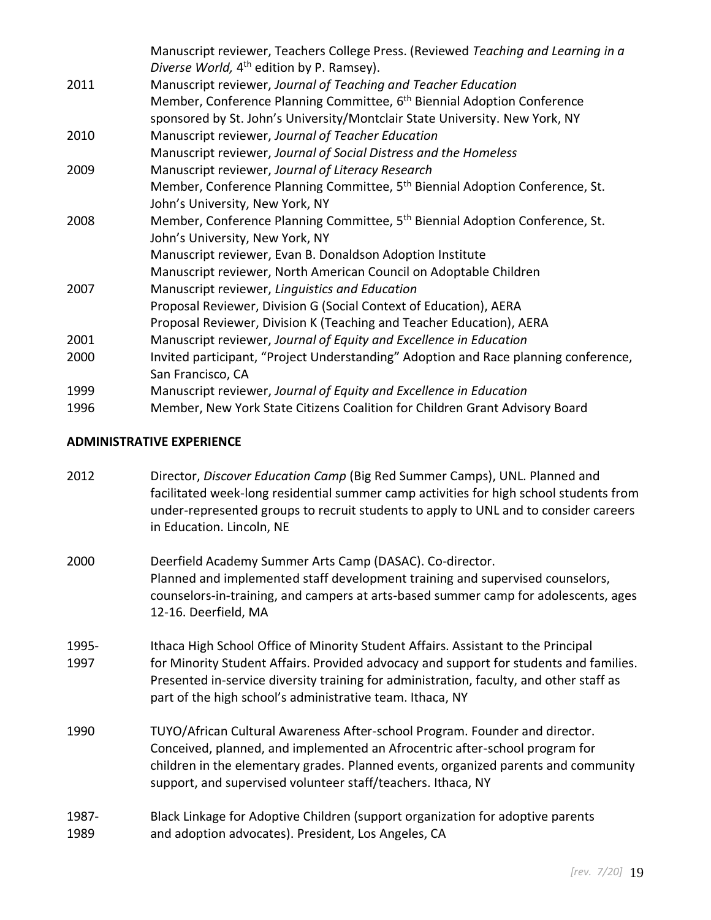Manuscript reviewer, Teachers College Press. (Reviewed *Teaching and Learning in a Diverse World,* 4th edition by P. Ramsey).

2011 Manuscript reviewer, *Journal of Teaching and Teacher Education*
Member, Conference Planning Committee, 6th Biennial Adoption Conference sponsored by St. John's University/Montclair State University. New York, NY

2010 Manuscript reviewer, *Journal of Teacher Education*
Manuscript reviewer, *Journal of Social Distress and the Homeless*

2009 Manuscript reviewer, *Journal of Literacy Research*
Member, Conference Planning Committee, 5th Biennial Adoption Conference, St. John's University, New York, NY

2008 Member, Conference Planning Committee, 5th Biennial Adoption Conference, St. John's University, New York, NY
Manuscript reviewer, Evan B. Donaldson Adoption Institute
Manuscript reviewer, North American Council on Adoptable Children

2007 Manuscript reviewer, *Linguistics and Education*
Proposal Reviewer, Division G (Social Context of Education), AERA
Proposal Reviewer, Division K (Teaching and Teacher Education), AERA

2001 Manuscript reviewer, *Journal of Equity and Excellence in Education*

2000 Invited participant, "Project Understanding" Adoption and Race planning conference, San Francisco, CA

1999 Manuscript reviewer, *Journal of Equity and Excellence in Education*

1996 Member, New York State Citizens Coalition for Children Grant Advisory Board

**ADMINISTRATIVE EXPERIENCE**

2012 Director, *Discover Education Camp* (Big Red Summer Camps), UNL. Planned and facilitated week-long residential summer camp activities for high school students from under-represented groups to recruit students to apply to UNL and to consider careers in Education. Lincoln, NE

2000 Deerfield Academy Summer Arts Camp (DASAC). Co-director.
Planned and implemented staff development training and supervised counselors, counselors-in-training, and campers at arts-based summer camp for adolescents, ages 12-16. Deerfield, MA

1995-1997 Ithaca High School Office of Minority Student Affairs. Assistant to the Principal for Minority Student Affairs. Provided advocacy and support for students and families. Presented in-service diversity training for administration, faculty, and other staff as part of the high school's administrative team. Ithaca, NY

1990 TUYO/African Cultural Awareness After-school Program. Founder and director. Conceived, planned, and implemented an Afrocentric after-school program for children in the elementary grades. Planned events, organized parents and community support, and supervised volunteer staff/teachers. Ithaca, NY

1987-1989 Black Linkage for Adoptive Children (support organization for adoptive parents and adoption advocates). President, Los Angeles, CA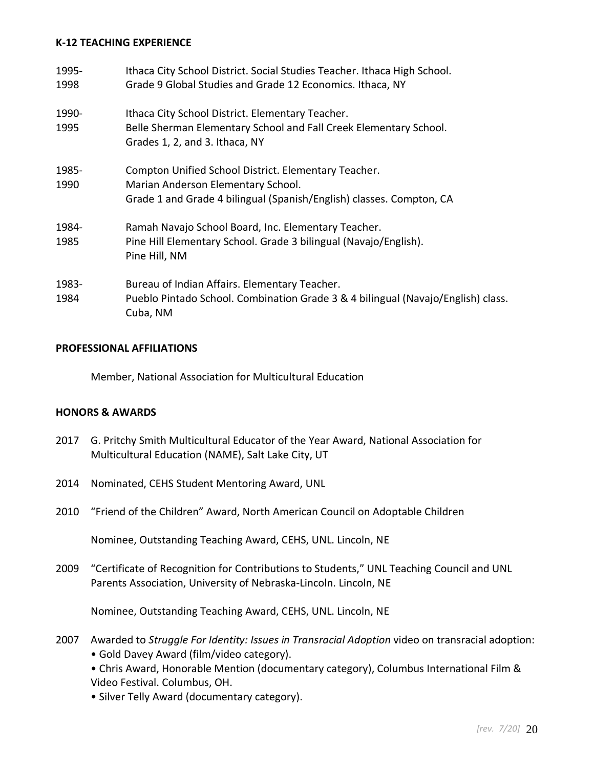**K-12 TEACHING EXPERIENCE**

1995-1998 Ithaca City School District. Social Studies Teacher. Ithaca High School. Grade 9 Global Studies and Grade 12 Economics. Ithaca, NY

1990-1995 Ithaca City School District. Elementary Teacher. Belle Sherman Elementary School and Fall Creek Elementary School. Grades 1, 2, and 3. Ithaca, NY

1985-1990 Compton Unified School District. Elementary Teacher. Marian Anderson Elementary School. Grade 1 and Grade 4 bilingual (Spanish/English) classes. Compton, CA

1984-1985 Ramah Navajo School Board, Inc. Elementary Teacher. Pine Hill Elementary School. Grade 3 bilingual (Navajo/English). Pine Hill, NM

1983-1984 Bureau of Indian Affairs. Elementary Teacher. Pueblo Pintado School. Combination Grade 3 & 4 bilingual (Navajo/English) class. Cuba, NM

**PROFESSIONAL AFFILIATIONS**

Member, National Association for Multicultural Education

**HONORS & AWARDS**

2017 G. Pritchy Smith Multicultural Educator of the Year Award, National Association for Multicultural Education (NAME), Salt Lake City, UT

2014 Nominated, CEHS Student Mentoring Award, UNL

2010 "Friend of the Children" Award, North American Council on Adoptable Children

Nominee, Outstanding Teaching Award, CEHS, UNL. Lincoln, NE

2009 "Certificate of Recognition for Contributions to Students," UNL Teaching Council and UNL Parents Association, University of Nebraska-Lincoln. Lincoln, NE

Nominee, Outstanding Teaching Award, CEHS, UNL. Lincoln, NE

2007 Awarded to *Struggle For Identity: Issues in Transracial Adoption* video on transracial adoption:
- Gold Davey Award (film/video category).
- Chris Award, Honorable Mention (documentary category), Columbus International Film & Video Festival. Columbus, OH.
- Silver Telly Award (documentary category).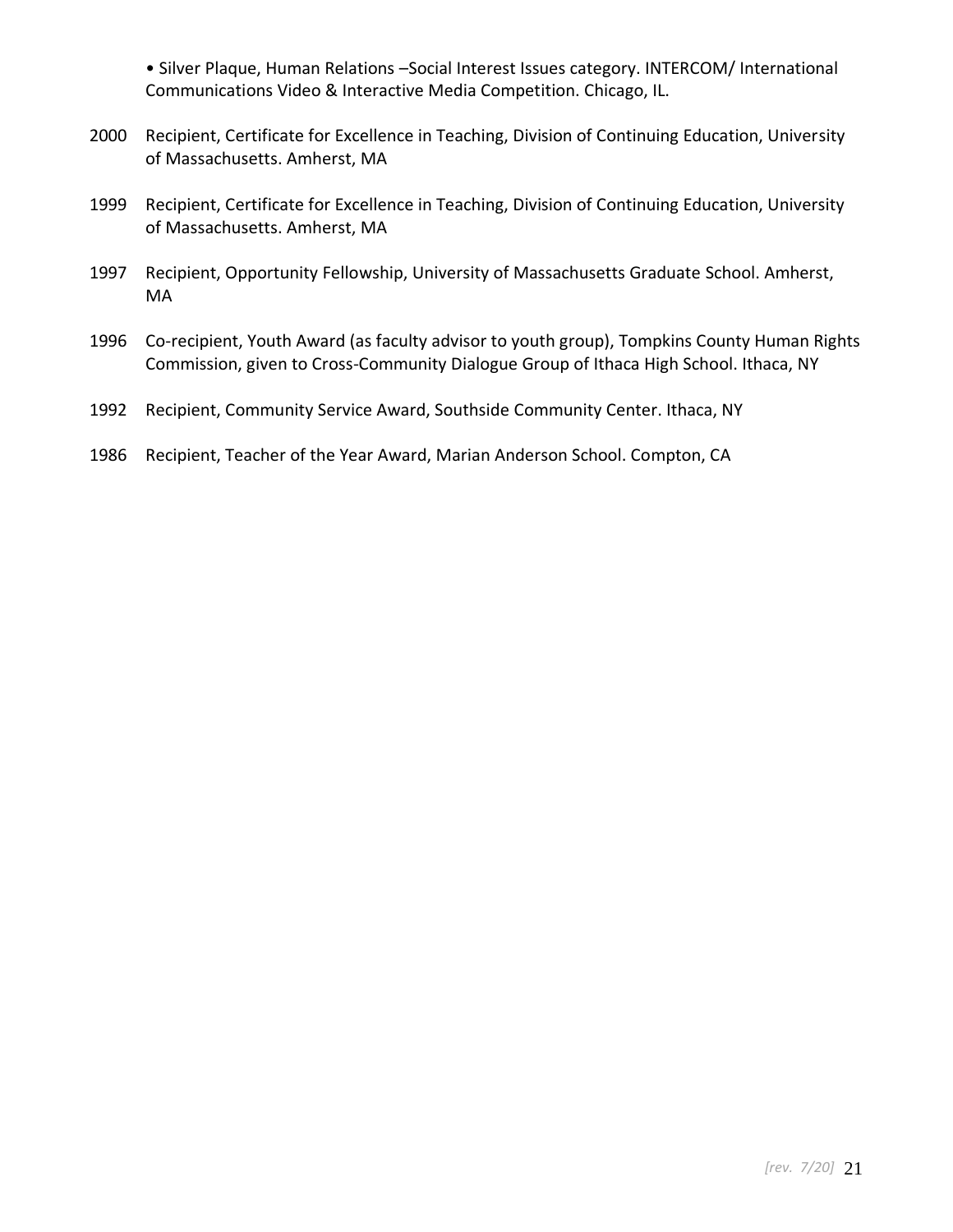• Silver Plaque, Human Relations –Social Interest Issues category. INTERCOM/ International Communications Video & Interactive Media Competition. Chicago, IL.

2000 Recipient, Certificate for Excellence in Teaching, Division of Continuing Education, University of Massachusetts. Amherst, MA

1999 Recipient, Certificate for Excellence in Teaching, Division of Continuing Education, University of Massachusetts. Amherst, MA

1997 Recipient, Opportunity Fellowship, University of Massachusetts Graduate School. Amherst, MA

1996 Co-recipient, Youth Award (as faculty advisor to youth group), Tompkins County Human Rights Commission, given to Cross-Community Dialogue Group of Ithaca High School. Ithaca, NY

1992 Recipient, Community Service Award, Southside Community Center. Ithaca, NY

1986 Recipient, Teacher of the Year Award, Marian Anderson School. Compton, CA